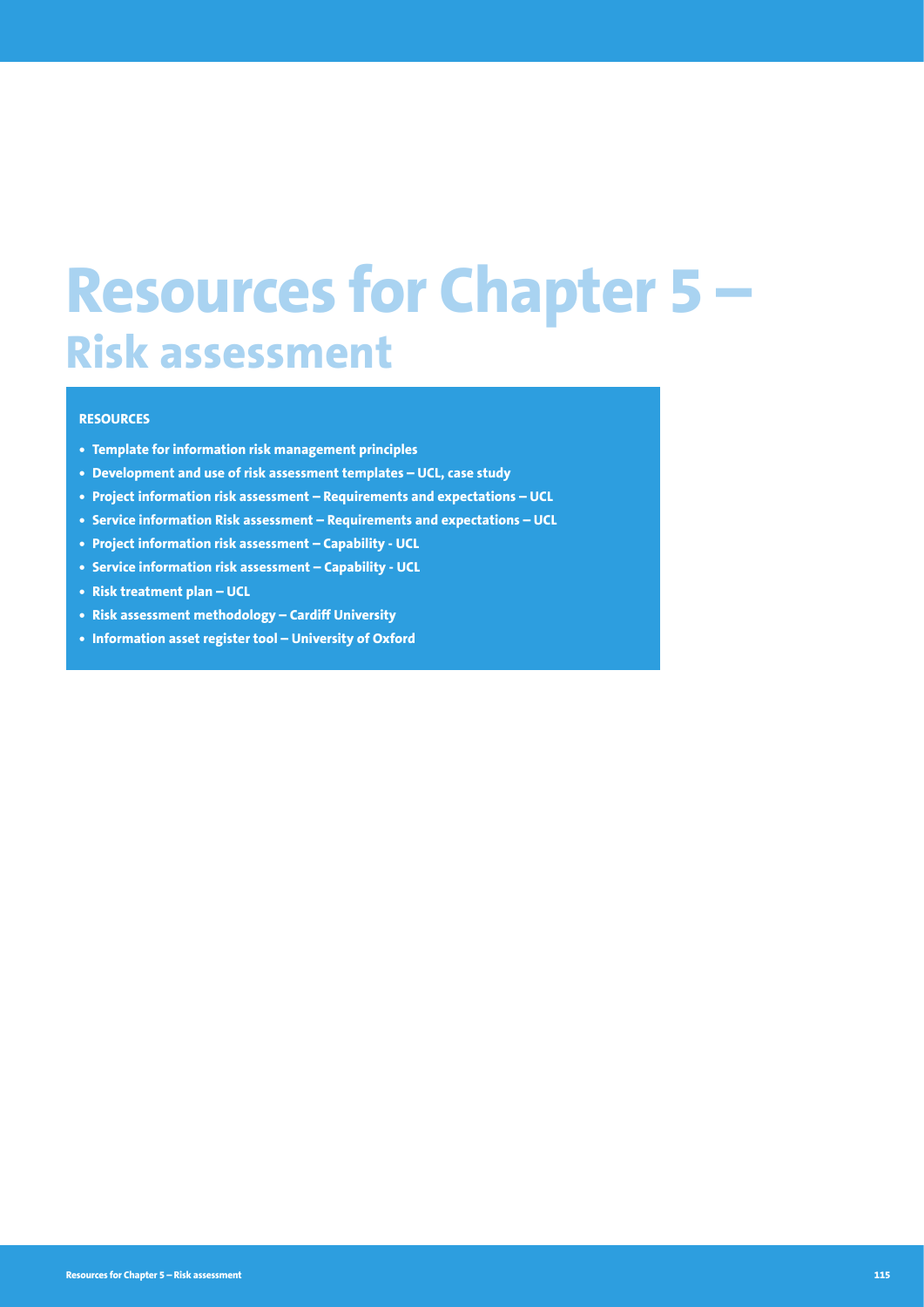# Resources for Chapter 5 – Risk assessment

**RESOURCES**

- **Template for information risk management principles**
- **Development and use of risk assessment templates – UCL, case study**
- **Project information risk assessment – Requirements and expectations – UCL**
- **Service information Risk assessment – Requirements and expectations – UCL**
- **Project information risk assessment – Capability - UCL**
- **Service information risk assessment – Capability - UCL**
- **Risk treatment plan – UCL**
- **Risk assessment methodology – Cardiff University**
- **Information asset register tool – University of Oxford**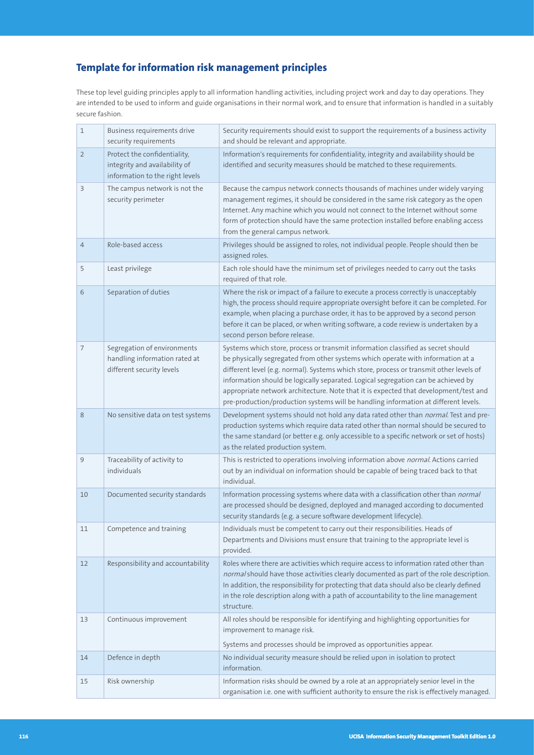## Template for information risk management principles

These top level guiding principles apply to all information handling activities, including project work and day to day operations. They are intended to be used to inform and guide organisations in their normal work, and to ensure that information is handled in a suitably secure fashion.

| | | |
|---|---|---|
| 1 | Business requirements drive security requirements | Security requirements should exist to support the requirements of a business activity and should be relevant and appropriate. |
| 2 | Protect the confidentiality, integrity and availability of information to the right levels | Information's requirements for confidentiality, integrity and availability should be identified and security measures should be matched to these requirements. |
| 3 | The campus network is not the security perimeter | Because the campus network connects thousands of machines under widely varying management regimes, it should be considered in the same risk category as the open Internet. Any machine which you would not connect to the Internet without some form of protection should have the same protection installed before enabling access from the general campus network. |
| 4 | Role-based access | Privileges should be assigned to roles, not individual people. People should then be assigned roles. |
| 5 | Least privilege | Each role should have the minimum set of privileges needed to carry out the tasks required of that role. |
| 6 | Separation of duties | Where the risk or impact of a failure to execute a process correctly is unacceptably high, the process should require appropriate oversight before it can be completed. For example, when placing a purchase order, it has to be approved by a second person before it can be placed, or when writing software, a code review is undertaken by a second person before release. |
| 7 | Segregation of environments handling information rated at different security levels | Systems which store, process or transmit information classified as secret should be physically segregated from other systems which operate with information at a different level (e.g. normal). Systems which store, process or transmit other levels of information should be logically separated. Logical segregation can be achieved by appropriate network architecture. Note that it is expected that development/test and pre-production/production systems will be handling information at different levels. |
| 8 | No sensitive data on test systems | Development systems should not hold any data rated other than *normal*. Test and pre-production systems which require data rated other than normal should be secured to the same standard (or better e.g. only accessible to a specific network or set of hosts) as the related production system. |
| 9 | Traceability of activity to individuals | This is restricted to operations involving information above *normal*. Actions carried out by an individual on information should be capable of being traced back to that individual. |
| 10 | Documented security standards | Information processing systems where data with a classification other than *normal* are processed should be designed, deployed and managed according to documented security standards (e.g. a secure software development lifecycle). |
| 11 | Competence and training | Individuals must be competent to carry out their responsibilities. Heads of Departments and Divisions must ensure that training to the appropriate level is provided. |
| 12 | Responsibility and accountability | Roles where there are activities which require access to information rated other than *normal* should have those activities clearly documented as part of the role description. In addition, the responsibility for protecting that data should also be clearly defined in the role description along with a path of accountability to the line management structure. |
| 13 | Continuous improvement | All roles should be responsible for identifying and highlighting opportunities for improvement to manage risk.<br><br>Systems and processes should be improved as opportunities appear. |
| 14 | Defence in depth | No individual security measure should be relied upon in isolation to protect information. |
| 15 | Risk ownership | Information risks should be owned by a role at an appropriately senior level in the organisation i.e. one with sufficient authority to ensure the risk is effectively managed. |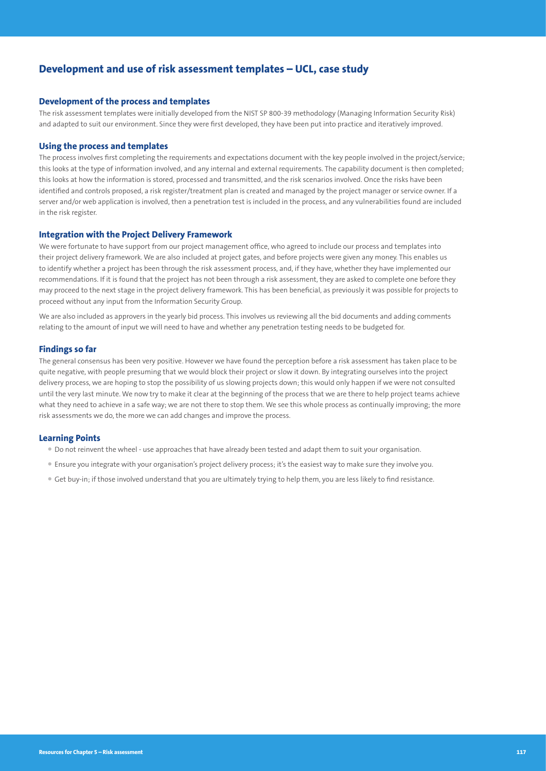## Development and use of risk assessment templates – UCL, case study

### Development of the process and templates

The risk assessment templates were initially developed from the NIST SP 800-39 methodology (Managing Information Security Risk) and adapted to suit our environment. Since they were first developed, they have been put into practice and iteratively improved.

### Using the process and templates

The process involves first completing the requirements and expectations document with the key people involved in the project/service; this looks at the type of information involved, and any internal and external requirements. The capability document is then completed; this looks at how the information is stored, processed and transmitted, and the risk scenarios involved. Once the risks have been identified and controls proposed, a risk register/treatment plan is created and managed by the project manager or service owner. If a server and/or web application is involved, then a penetration test is included in the process, and any vulnerabilities found are included in the risk register.

### Integration with the Project Delivery Framework

We were fortunate to have support from our project management office, who agreed to include our process and templates into their project delivery framework. We are also included at project gates, and before projects were given any money. This enables us to identify whether a project has been through the risk assessment process, and, if they have, whether they have implemented our recommendations. If it is found that the project has not been through a risk assessment, they are asked to complete one before they may proceed to the next stage in the project delivery framework. This has been beneficial, as previously it was possible for projects to proceed without any input from the Information Security Group.

We are also included as approvers in the yearly bid process. This involves us reviewing all the bid documents and adding comments relating to the amount of input we will need to have and whether any penetration testing needs to be budgeted for.

### Findings so far

The general consensus has been very positive. However we have found the perception before a risk assessment has taken place to be quite negative, with people presuming that we would block their project or slow it down. By integrating ourselves into the project delivery process, we are hoping to stop the possibility of us slowing projects down; this would only happen if we were not consulted until the very last minute. We now try to make it clear at the beginning of the process that we are there to help project teams achieve what they need to achieve in a safe way; we are not there to stop them. We see this whole process as continually improving; the more risk assessments we do, the more we can add changes and improve the process.

### Learning Points

- Do not reinvent the wheel - use approaches that have already been tested and adapt them to suit your organisation.
- Ensure you integrate with your organisation's project delivery process; it's the easiest way to make sure they involve you.
- Get buy-in; if those involved understand that you are ultimately trying to help them, you are less likely to find resistance.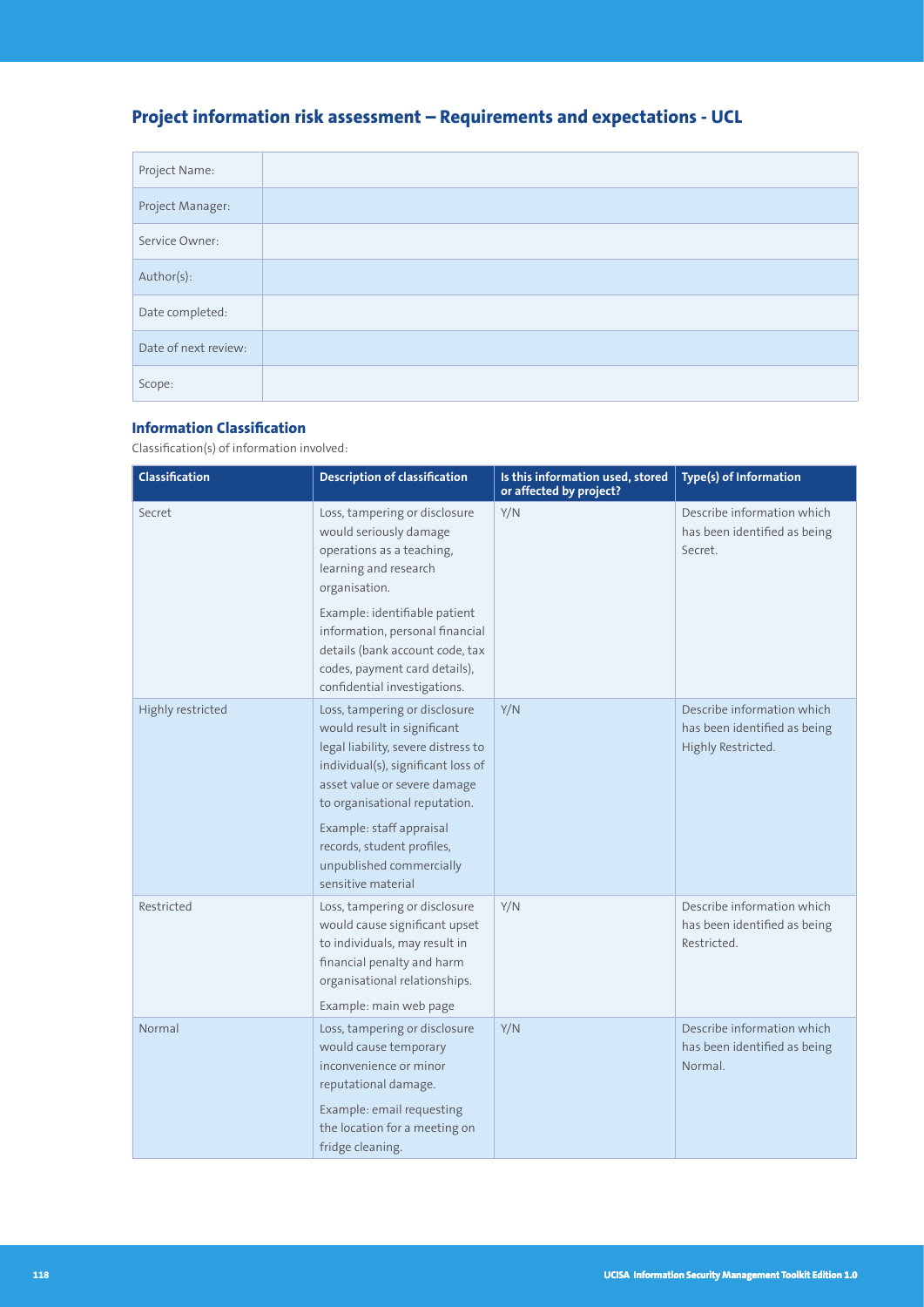## Project information risk assessment – Requirements and expectations - UCL

| | |
|---|---|
| Project Name: | |
| Project Manager: | |
| Service Owner: | |
| Author(s): | |
| Date completed: | |
| Date of next review: | |
| Scope: | |

### Information Classification

Classification(s) of information involved:

| Classification | Description of classification | Is this information used, stored or affected by project? | Type(s) of Information |
|---|---|---|---|
| Secret | Loss, tampering or disclosure would seriously damage operations as a teaching, learning and research organisation.<br><br>Example: identifiable patient information, personal financial details (bank account code, tax codes, payment card details), confidential investigations. | Y/N | Describe information which has been identified as being Secret. |
| Highly restricted | Loss, tampering or disclosure would result in significant legal liability, severe distress to individual(s), significant loss of asset value or severe damage to organisational reputation.<br><br>Example: staff appraisal records, student profiles, unpublished commercially sensitive material | Y/N | Describe information which has been identified as being Highly Restricted. |
| Restricted | Loss, tampering or disclosure would cause significant upset to individuals, may result in financial penalty and harm organisational relationships.<br><br>Example: main web page | Y/N | Describe information which has been identified as being Restricted. |
| Normal | Loss, tampering or disclosure would cause temporary inconvenience or minor reputational damage.<br><br>Example: email requesting the location for a meeting on fridge cleaning. | Y/N | Describe information which has been identified as being Normal. |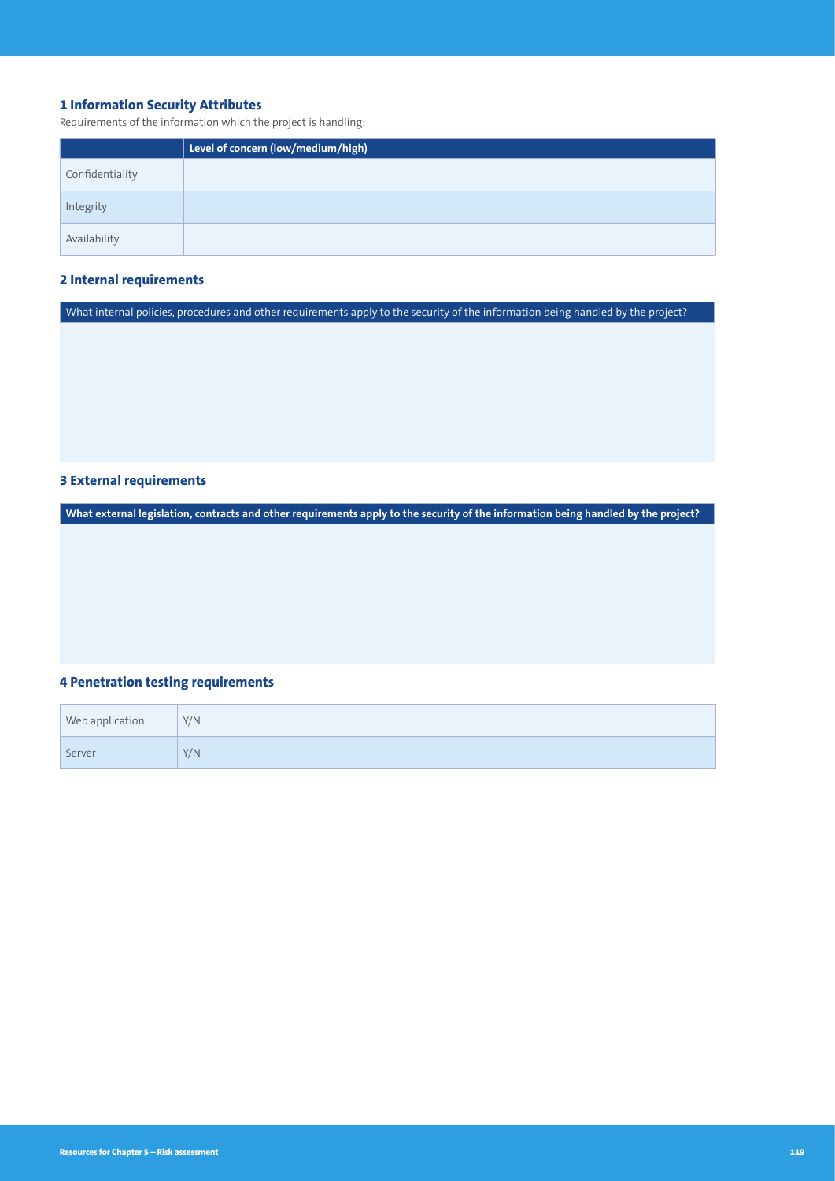## 1 Information Security Attributes

Requirements of the information which the project is handling:

| | Level of concern (low/medium/high) |
|---|---|
| Confidentiality | |
| Integrity | |
| Availability | |

## 2 Internal requirements

| What internal policies, procedures and other requirements apply to the security of the information being handled by the project? |
|---|
| |

## 3 External requirements

| **What external legislation, contracts and other requirements apply to the security of the information being handled by the project?** |
|---|
| |

## 4 Penetration testing requirements

| | |
|---|---|
| Web application | Y/N |
| Server | Y/N |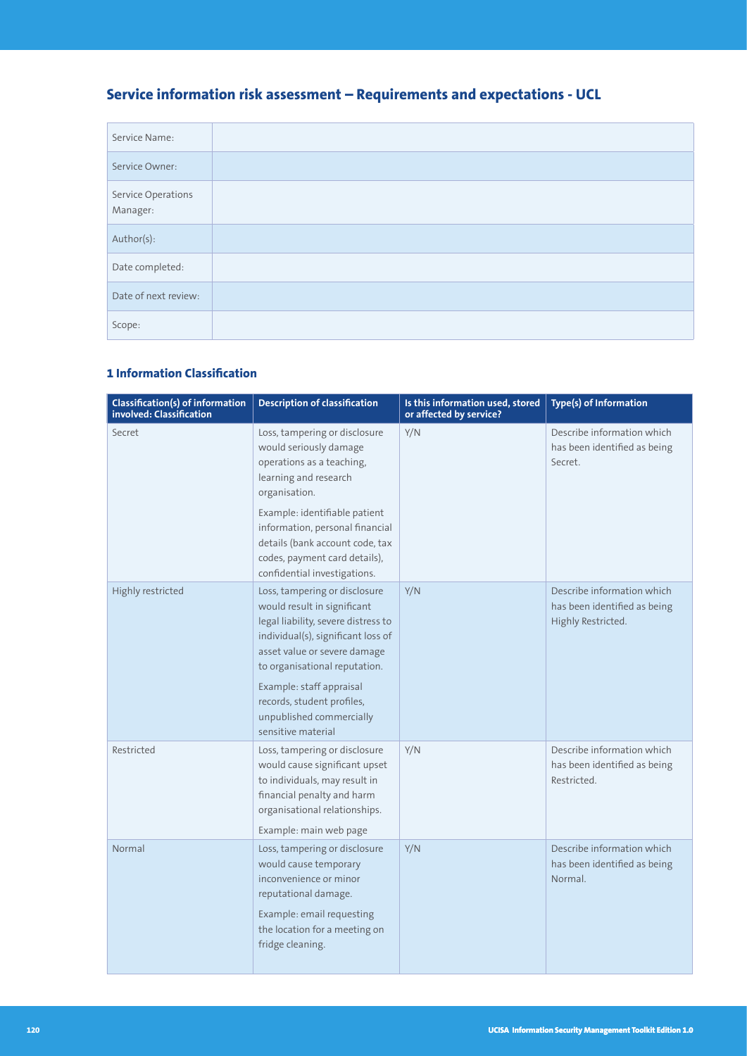## Service information risk assessment – Requirements and expectations - UCL

| | |
|---|---|
| Service Name: | |
| Service Owner: | |
| Service Operations Manager: | |
| Author(s): | |
| Date completed: | |
| Date of next review: | |
| Scope: | |

### 1 Information Classification

| Classification(s) of information involved: Classification | Description of classification | Is this information used, stored or affected by service? | Type(s) of Information |
|---|---|---|---|
| Secret | Loss, tampering or disclosure would seriously damage operations as a teaching, learning and research organisation.<br><br>Example: identifiable patient information, personal financial details (bank account code, tax codes, payment card details), confidential investigations. | Y/N | Describe information which has been identified as being Secret. |
| Highly restricted | Loss, tampering or disclosure would result in significant legal liability, severe distress to individual(s), significant loss of asset value or severe damage to organisational reputation.<br><br>Example: staff appraisal records, student profiles, unpublished commercially sensitive material | Y/N | Describe information which has been identified as being Highly Restricted. |
| Restricted | Loss, tampering or disclosure would cause significant upset to individuals, may result in financial penalty and harm organisational relationships.<br><br>Example: main web page | Y/N | Describe information which has been identified as being Restricted. |
| Normal | Loss, tampering or disclosure would cause temporary inconvenience or minor reputational damage.<br><br>Example: email requesting the location for a meeting on fridge cleaning. | Y/N | Describe information which has been identified as being Normal. |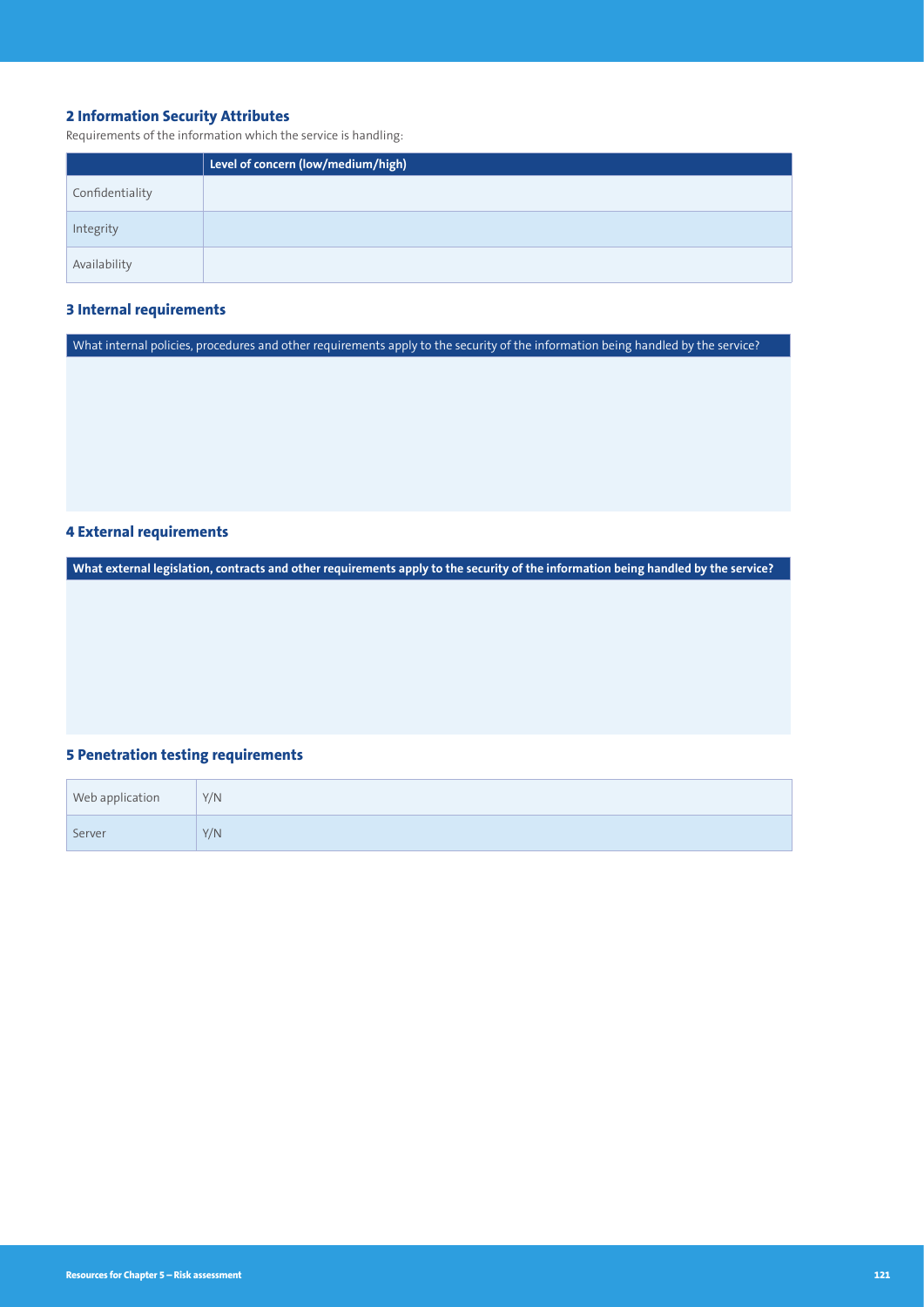## 2 Information Security Attributes

Requirements of the information which the service is handling:

| | Level of concern (low/medium/high) |
|---|---|
| Confidentiality | |
| Integrity | |
| Availability | |

## 3 Internal requirements

| What internal policies, procedures and other requirements apply to the security of the information being handled by the service? |
|---|
| |

## 4 External requirements

| **What external legislation, contracts and other requirements apply to the security of the information being handled by the service?** |
|---|
| |

## 5 Penetration testing requirements

| | |
|---|---|
| Web application | Y/N |
| Server | Y/N |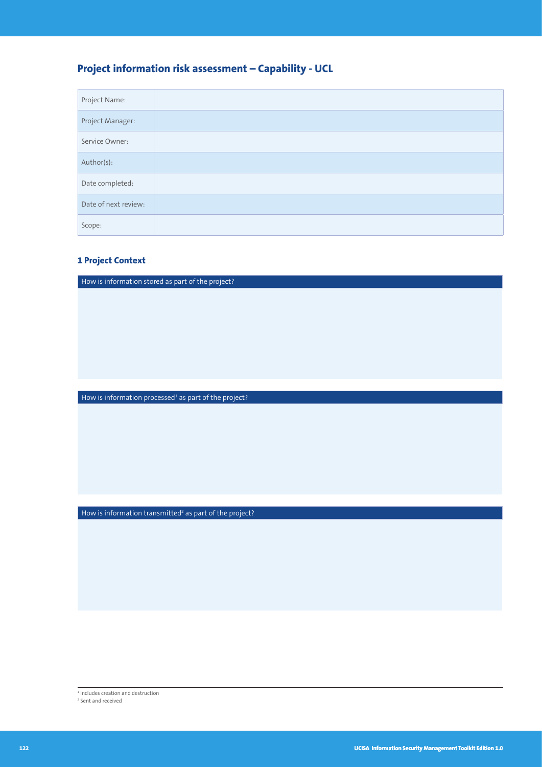# Project information risk assessment – Capability - UCL

| | |
|---|---|
| Project Name: | |
| Project Manager: | |
| Service Owner: | |
| Author(s): | |
| Date completed: | |
| Date of next review: | |
| Scope: | |

## 1 Project Context

| How is information stored as part of the project? |
|---|
| |

| How is information processed[1] as part of the project? |
|---|
| |

| How is information transmitted[2] as part of the project? |
|---|
| |

[1] Includes creation and destruction

[2] Sent and received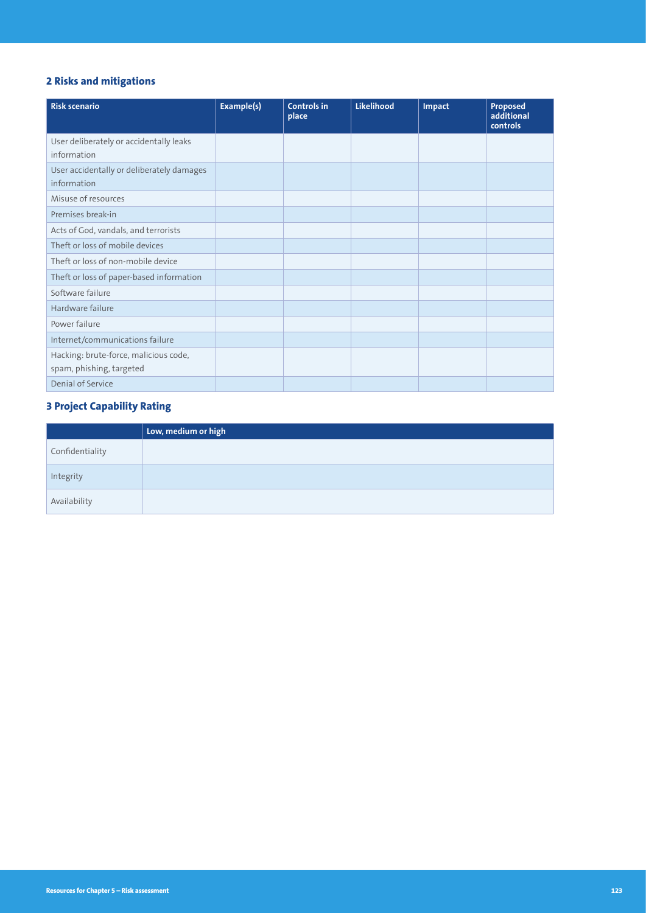## 2 Risks and mitigations

| Risk scenario | Example(s) | Controls in place | Likelihood | Impact | Proposed additional controls |
|---|---|---|---|---|---|
| User deliberately or accidentally leaks information | | | | | |
| User accidentally or deliberately damages information | | | | | |
| Misuse of resources | | | | | |
| Premises break-in | | | | | |
| Acts of God, vandals, and terrorists | | | | | |
| Theft or loss of mobile devices | | | | | |
| Theft or loss of non-mobile device | | | | | |
| Theft or loss of paper-based information | | | | | |
| Software failure | | | | | |
| Hardware failure | | | | | |
| Power failure | | | | | |
| Internet/communications failure | | | | | |
| Hacking: brute-force, malicious code, spam, phishing, targeted | | | | | |
| Denial of Service | | | | | |

## 3 Project Capability Rating

| | Low, medium or high |
|---|---|
| Confidentiality | |
| Integrity | |
| Availability | |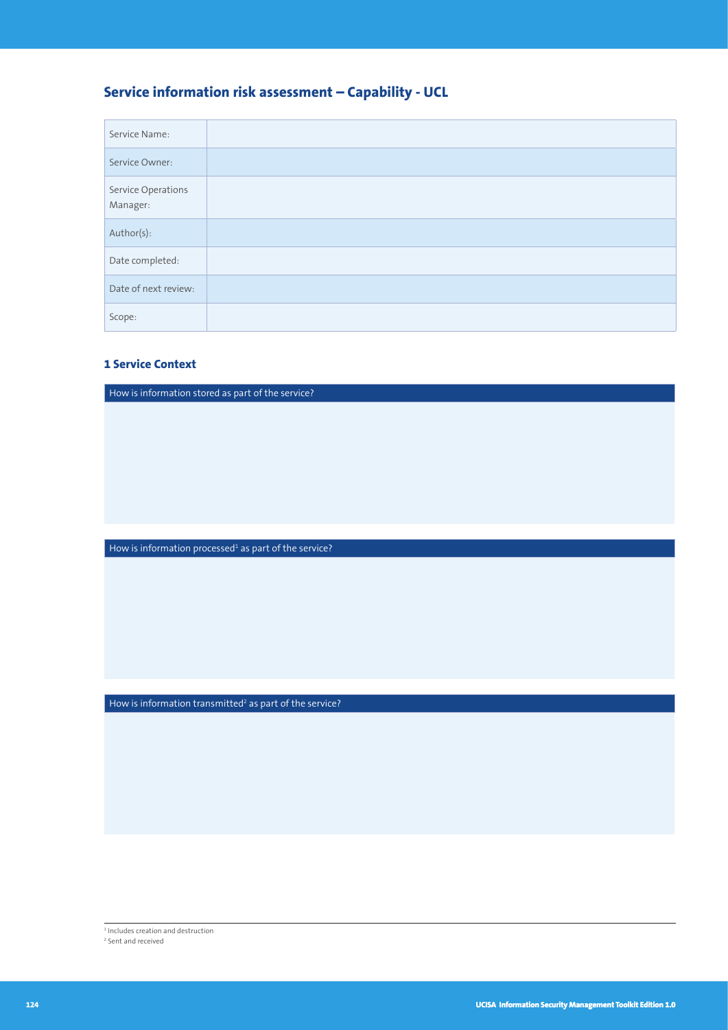## Service information risk assessment – Capability - UCL

| | |
|---|---|
| Service Name: | |
| Service Owner: | |
| Service Operations Manager: | |
| Author(s): | |
| Date completed: | |
| Date of next review: | |
| Scope: | |

### 1 Service Context

| How is information stored as part of the service? |
|---|
| |

| How is information processed[1] as part of the service? |
|---|
| |

| How is information transmitted[2] as part of the service? |
|---|
| |

[1] Includes creation and destruction

[2] Sent and received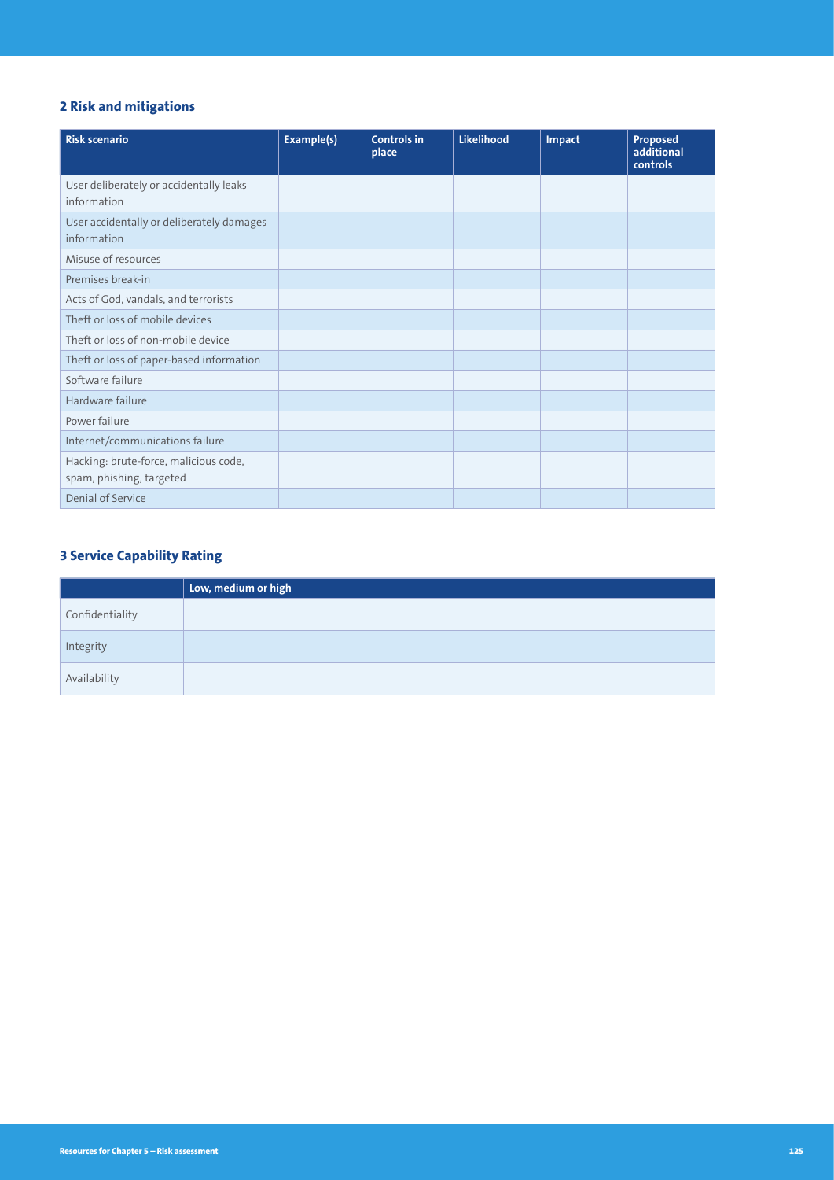## 2 Risk and mitigations

| Risk scenario | Example(s) | Controls in place | Likelihood | Impact | Proposed additional controls |
|---|---|---|---|---|---|
| User deliberately or accidentally leaks information | | | | | |
| User accidentally or deliberately damages information | | | | | |
| Misuse of resources | | | | | |
| Premises break-in | | | | | |
| Acts of God, vandals, and terrorists | | | | | |
| Theft or loss of mobile devices | | | | | |
| Theft or loss of non-mobile device | | | | | |
| Theft or loss of paper-based information | | | | | |
| Software failure | | | | | |
| Hardware failure | | | | | |
| Power failure | | | | | |
| Internet/communications failure | | | | | |
| Hacking: brute-force, malicious code, spam, phishing, targeted | | | | | |
| Denial of Service | | | | | |

## 3 Service Capability Rating

| | Low, medium or high |
|---|---|
| Confidentiality | |
| Integrity | |
| Availability | |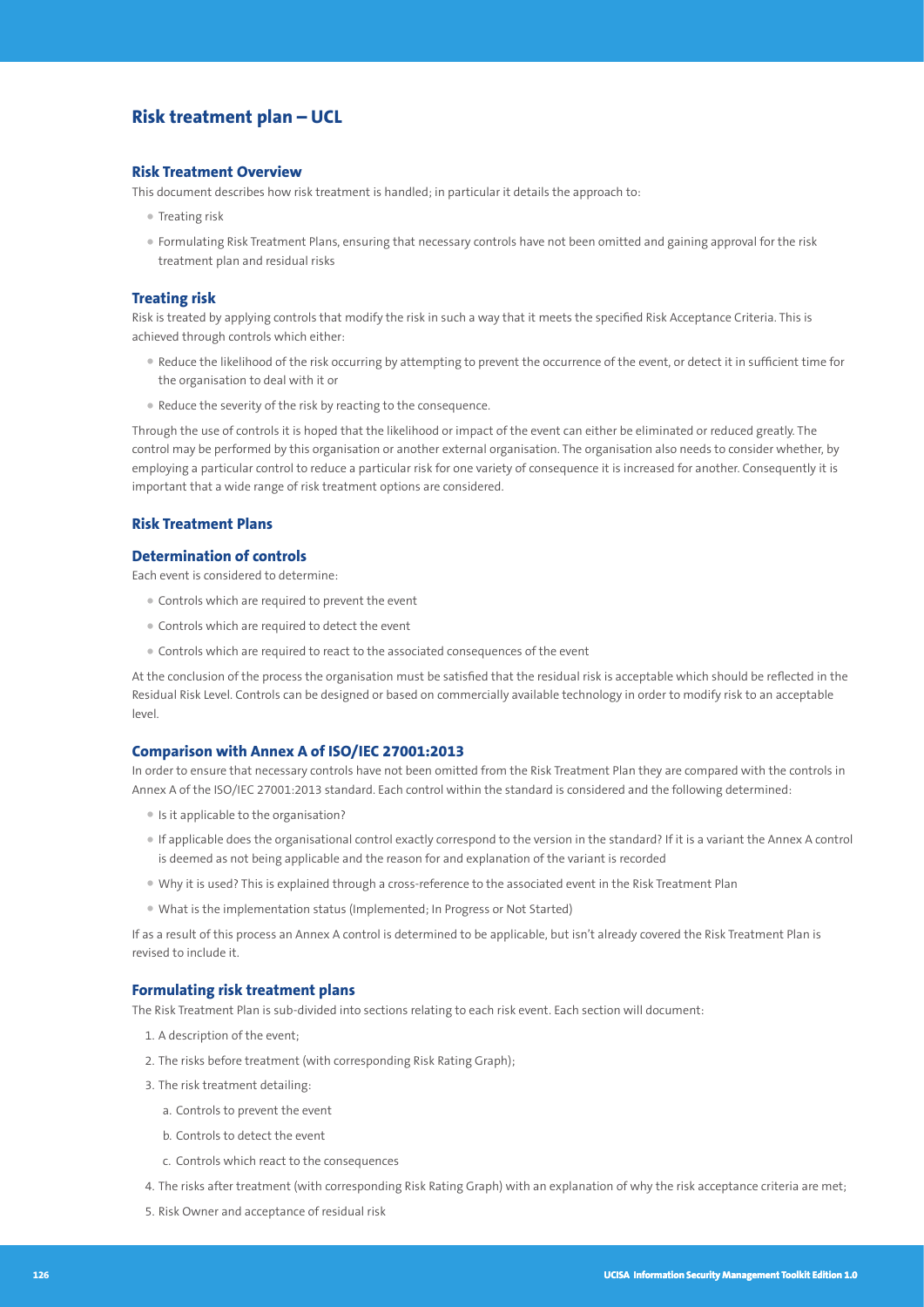## Risk treatment plan – UCL

### Risk Treatment Overview

This document describes how risk treatment is handled; in particular it details the approach to:

- Treating risk
- Formulating Risk Treatment Plans, ensuring that necessary controls have not been omitted and gaining approval for the risk treatment plan and residual risks

### Treating risk

Risk is treated by applying controls that modify the risk in such a way that it meets the specified Risk Acceptance Criteria. This is achieved through controls which either:

- Reduce the likelihood of the risk occurring by attempting to prevent the occurrence of the event, or detect it in sufficient time for the organisation to deal with it or
- Reduce the severity of the risk by reacting to the consequence.

Through the use of controls it is hoped that the likelihood or impact of the event can either be eliminated or reduced greatly. The control may be performed by this organisation or another external organisation. The organisation also needs to consider whether, by employing a particular control to reduce a particular risk for one variety of consequence it is increased for another. Consequently it is important that a wide range of risk treatment options are considered.

### Risk Treatment Plans

### Determination of controls

Each event is considered to determine:

- Controls which are required to prevent the event
- Controls which are required to detect the event
- Controls which are required to react to the associated consequences of the event

At the conclusion of the process the organisation must be satisfied that the residual risk is acceptable which should be reflected in the Residual Risk Level. Controls can be designed or based on commercially available technology in order to modify risk to an acceptable level.

### Comparison with Annex A of ISO/IEC 27001:2013

In order to ensure that necessary controls have not been omitted from the Risk Treatment Plan they are compared with the controls in Annex A of the ISO/IEC 27001:2013 standard. Each control within the standard is considered and the following determined:

- Is it applicable to the organisation?
- If applicable does the organisational control exactly correspond to the version in the standard? If it is a variant the Annex A control is deemed as not being applicable and the reason for and explanation of the variant is recorded
- Why it is used? This is explained through a cross-reference to the associated event in the Risk Treatment Plan
- What is the implementation status (Implemented; In Progress or Not Started)

If as a result of this process an Annex A control is determined to be applicable, but isn't already covered the Risk Treatment Plan is revised to include it.

### Formulating risk treatment plans

The Risk Treatment Plan is sub-divided into sections relating to each risk event. Each section will document:

1. A description of the event;
2. The risks before treatment (with corresponding Risk Rating Graph);
3. The risk treatment detailing:
   a. Controls to prevent the event
   b. Controls to detect the event
   c. Controls which react to the consequences
4. The risks after treatment (with corresponding Risk Rating Graph) with an explanation of why the risk acceptance criteria are met;
5. Risk Owner and acceptance of residual risk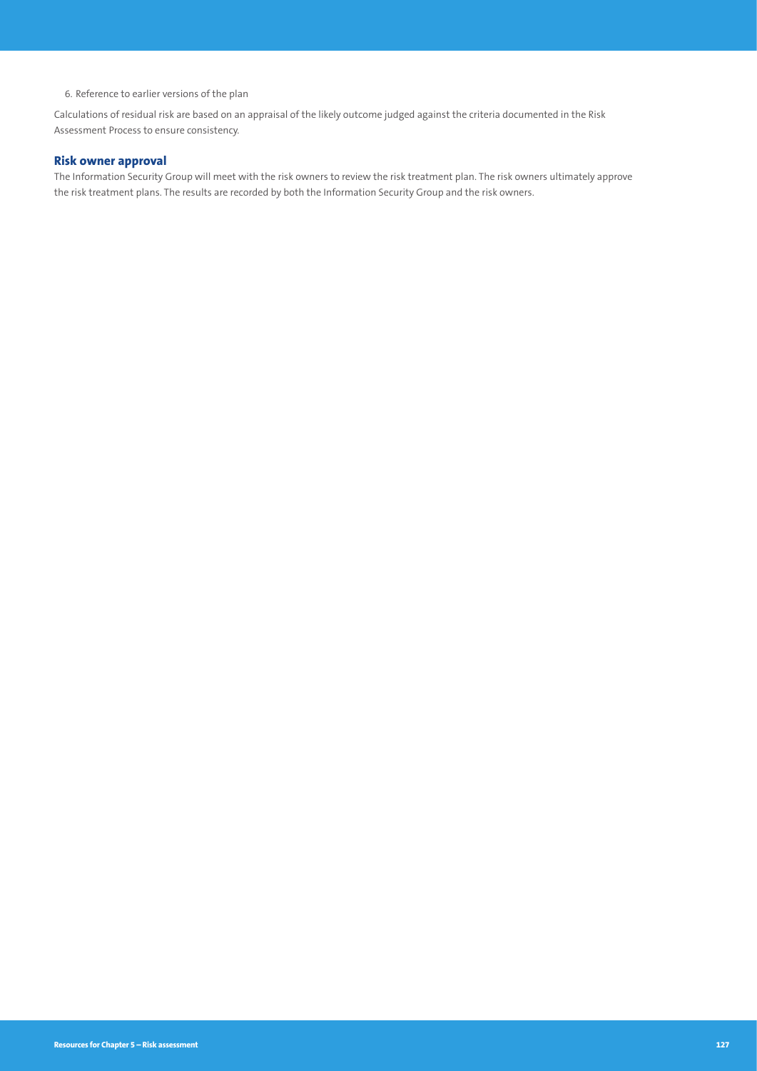6. Reference to earlier versions of the plan

Calculations of residual risk are based on an appraisal of the likely outcome judged against the criteria documented in the Risk Assessment Process to ensure consistency.

### Risk owner approval

The Information Security Group will meet with the risk owners to review the risk treatment plan. The risk owners ultimately approve the risk treatment plans. The results are recorded by both the Information Security Group and the risk owners.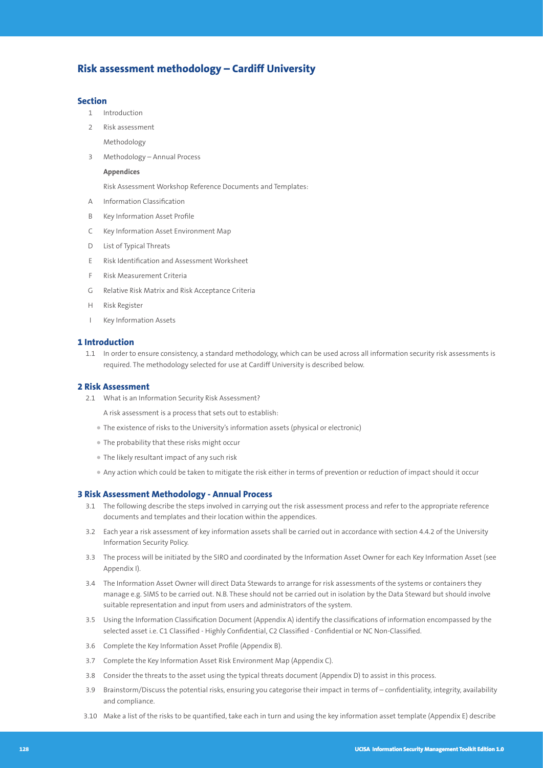## Risk assessment methodology – Cardiff University

### Section

1 Introduction

2 Risk assessment

Methodology

3 Methodology – Annual Process

**Appendices**

Risk Assessment Workshop Reference Documents and Templates:

A Information Classification

B Key Information Asset Profile

C Key Information Asset Environment Map

D List of Typical Threats

E Risk Identification and Assessment Worksheet

F Risk Measurement Criteria

G Relative Risk Matrix and Risk Acceptance Criteria

H Risk Register

I Key Information Assets

### 1 Introduction

1.1 In order to ensure consistency, a standard methodology, which can be used across all information security risk assessments is required. The methodology selected for use at Cardiff University is described below.

### 2 Risk Assessment

2.1 What is an Information Security Risk Assessment?

A risk assessment is a process that sets out to establish:

- The existence of risks to the University's information assets (physical or electronic)
- The probability that these risks might occur
- The likely resultant impact of any such risk
- Any action which could be taken to mitigate the risk either in terms of prevention or reduction of impact should it occur

### 3 Risk Assessment Methodology - Annual Process

3.1 The following describe the steps involved in carrying out the risk assessment process and refer to the appropriate reference documents and templates and their location within the appendices.

3.2 Each year a risk assessment of key information assets shall be carried out in accordance with section 4.4.2 of the University Information Security Policy.

3.3 The process will be initiated by the SIRO and coordinated by the Information Asset Owner for each Key Information Asset (see Appendix I).

3.4 The Information Asset Owner will direct Data Stewards to arrange for risk assessments of the systems or containers they manage e.g. SIMS to be carried out. N.B. These should not be carried out in isolation by the Data Steward but should involve suitable representation and input from users and administrators of the system.

3.5 Using the Information Classification Document (Appendix A) identify the classifications of information encompassed by the selected asset i.e. C1 Classified - Highly Confidential, C2 Classified - Confidential or NC Non-Classified.

3.6 Complete the Key Information Asset Profile (Appendix B).

3.7 Complete the Key Information Asset Risk Environment Map (Appendix C).

3.8 Consider the threats to the asset using the typical threats document (Appendix D) to assist in this process.

3.9 Brainstorm/Discuss the potential risks, ensuring you categorise their impact in terms of – confidentiality, integrity, availability and compliance.

3.10 Make a list of the risks to be quantified, take each in turn and using the key information asset template (Appendix E) describe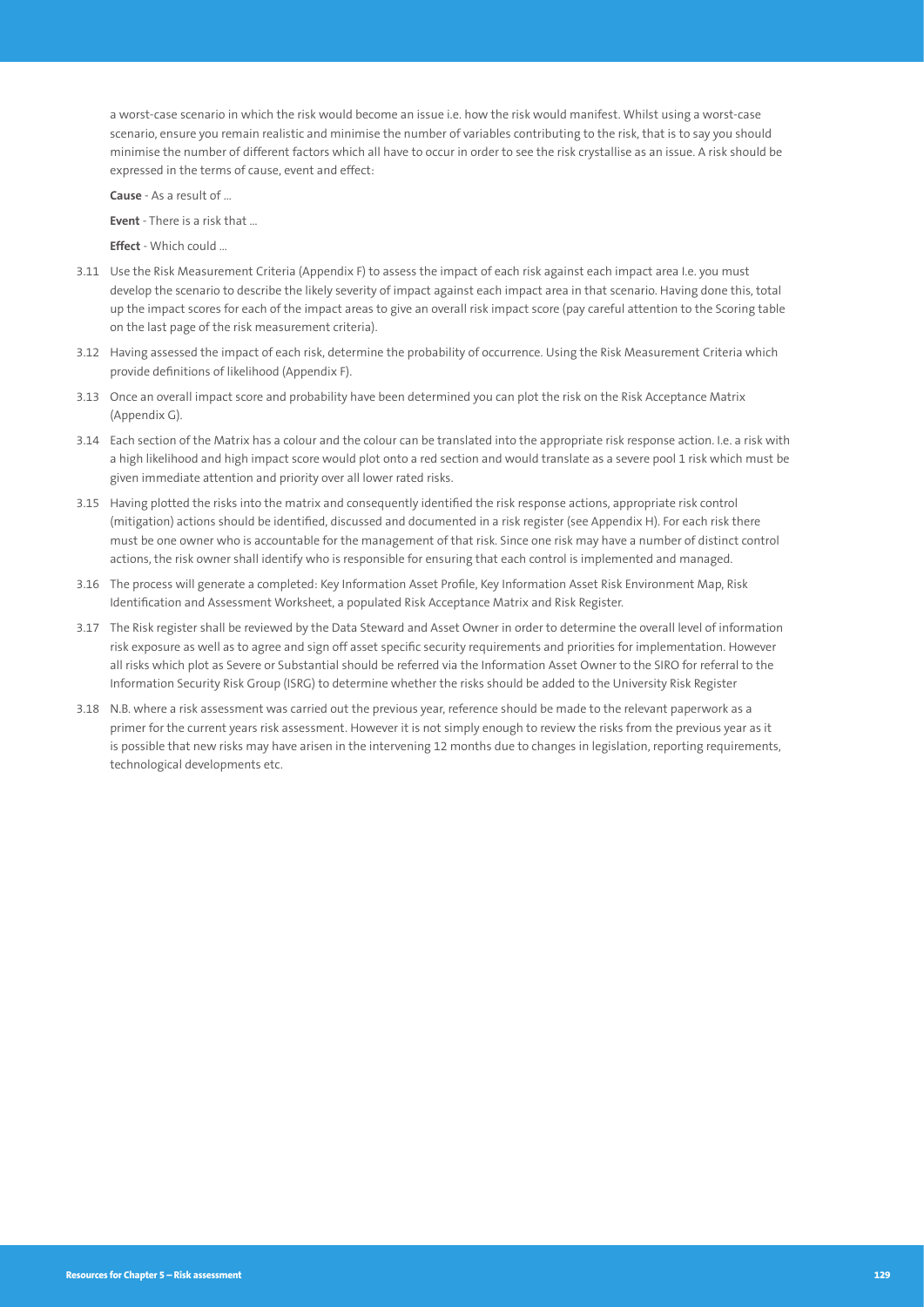a worst-case scenario in which the risk would become an issue i.e. how the risk would manifest. Whilst using a worst-case scenario, ensure you remain realistic and minimise the number of variables contributing to the risk, that is to say you should minimise the number of different factors which all have to occur in order to see the risk crystallise as an issue. A risk should be expressed in the terms of cause, event and effect:

**Cause** - As a result of ...

**Event** - There is a risk that ...

**Effect** - Which could ...

3.11 Use the Risk Measurement Criteria (Appendix F) to assess the impact of each risk against each impact area I.e. you must develop the scenario to describe the likely severity of impact against each impact area in that scenario. Having done this, total up the impact scores for each of the impact areas to give an overall risk impact score (pay careful attention to the Scoring table on the last page of the risk measurement criteria).

3.12 Having assessed the impact of each risk, determine the probability of occurrence. Using the Risk Measurement Criteria which provide definitions of likelihood (Appendix F).

3.13 Once an overall impact score and probability have been determined you can plot the risk on the Risk Acceptance Matrix (Appendix G).

3.14 Each section of the Matrix has a colour and the colour can be translated into the appropriate risk response action. I.e. a risk with a high likelihood and high impact score would plot onto a red section and would translate as a severe pool 1 risk which must be given immediate attention and priority over all lower rated risks.

3.15 Having plotted the risks into the matrix and consequently identified the risk response actions, appropriate risk control (mitigation) actions should be identified, discussed and documented in a risk register (see Appendix H). For each risk there must be one owner who is accountable for the management of that risk. Since one risk may have a number of distinct control actions, the risk owner shall identify who is responsible for ensuring that each control is implemented and managed.

3.16 The process will generate a completed: Key Information Asset Profile, Key Information Asset Risk Environment Map, Risk Identification and Assessment Worksheet, a populated Risk Acceptance Matrix and Risk Register.

3.17 The Risk register shall be reviewed by the Data Steward and Asset Owner in order to determine the overall level of information risk exposure as well as to agree and sign off asset specific security requirements and priorities for implementation. However all risks which plot as Severe or Substantial should be referred via the Information Asset Owner to the SIRO for referral to the Information Security Risk Group (ISRG) to determine whether the risks should be added to the University Risk Register

3.18 N.B. where a risk assessment was carried out the previous year, reference should be made to the relevant paperwork as a primer for the current years risk assessment. However it is not simply enough to review the risks from the previous year as it is possible that new risks may have arisen in the intervening 12 months due to changes in legislation, reporting requirements, technological developments etc.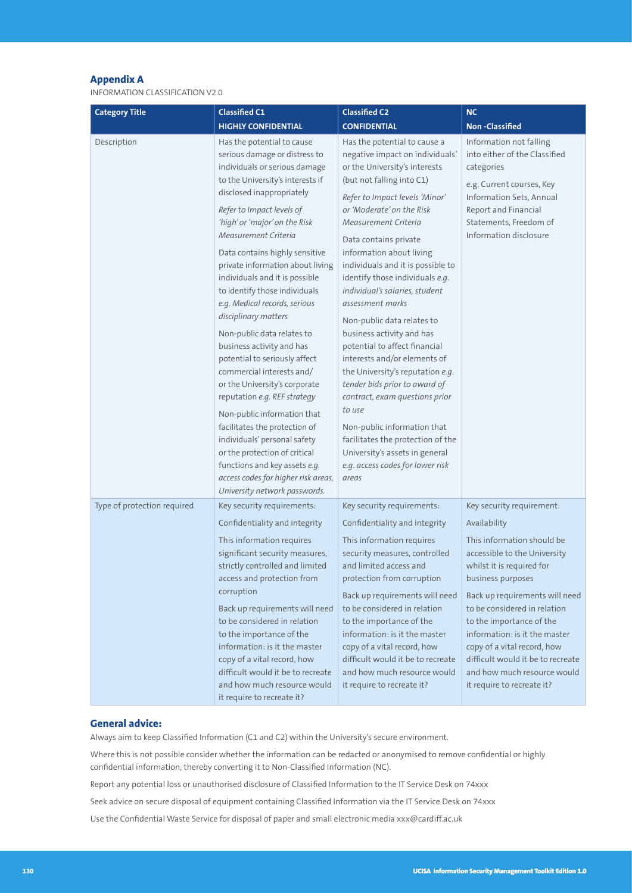## Appendix A

INFORMATION CLASSIFICATION V2.0

| Category Title | Classified C1<br>HIGHLY CONFIDENTIAL | Classified C2<br>CONFIDENTIAL | NC<br>Non -Classified |
|---|---|---|---|
| Description | Has the potential to cause serious damage or distress to individuals or serious damage to the University's interests if disclosed inappropriately<br><br>*Refer to Impact levels of 'high' or 'major' on the Risk Measurement Criteria*<br><br>Data contains highly sensitive private information about living individuals and it is possible to identify those individuals *e.g. Medical records, serious disciplinary matters*<br><br>Non-public data relates to business activity and has potential to seriously affect commercial interests and/ or the University's corporate reputation *e.g. REF strategy*<br><br>Non-public information that facilitates the protection of individuals' personal safety or the protection of critical functions and key assets *e.g. access codes for higher risk areas, University network passwords.* | Has the potential to cause a negative impact on individuals' or the University's interests (but not falling into C1)<br><br>*Refer to Impact levels 'Minor' or 'Moderate' on the Risk Measurement Criteria*<br><br>Data contains private information about living individuals and it is possible to identify those individuals *e.g. individual's salaries, student assessment marks*<br><br>Non-public data relates to business activity and has potential to affect financial interests and/or elements of the University's reputation *e.g. tender bids prior to award of contract, exam questions prior to use*<br><br>Non-public information that facilitates the protection of the University's assets in general *e.g. access codes for lower risk areas* | Information not falling into either of the Classified categories<br><br>e.g. Current courses, Key Information Sets, Annual Report and Financial Statements, Freedom of Information disclosure |
| Type of protection required | Key security requirements:<br><br>Confidentiality and integrity<br><br>This information requires significant security measures, strictly controlled and limited access and protection from corruption<br><br>Back up requirements will need to be considered in relation to the importance of the information: is it the master copy of a vital record, how difficult would it be to recreate and how much resource would it require to recreate it? | Key security requirements:<br><br>Confidentiality and integrity<br><br>This information requires security measures, controlled and limited access and protection from corruption<br><br>Back up requirements will need to be considered in relation to the importance of the information: is it the master copy of a vital record, how difficult would it be to recreate and how much resource would it require to recreate it? | Key security requirement:<br><br>Availability<br><br>This information should be accessible to the University whilst it is required for business purposes<br><br>Back up requirements will need to be considered in relation to the importance of the information: is it the master copy of a vital record, how difficult would it be to recreate and how much resource would it require to recreate it? |

### General advice:

Always aim to keep Classified Information (C1 and C2) within the University's secure environment.

Where this is not possible consider whether the information can be redacted or anonymised to remove confidential or highly confidential information, thereby converting it to Non-Classified Information (NC).

Report any potential loss or unauthorised disclosure of Classified Information to the IT Service Desk on 74xxx

Seek advice on secure disposal of equipment containing Classified Information via the IT Service Desk on 74xxx

Use the Confidential Waste Service for disposal of paper and small electronic media xxx@cardiff.ac.uk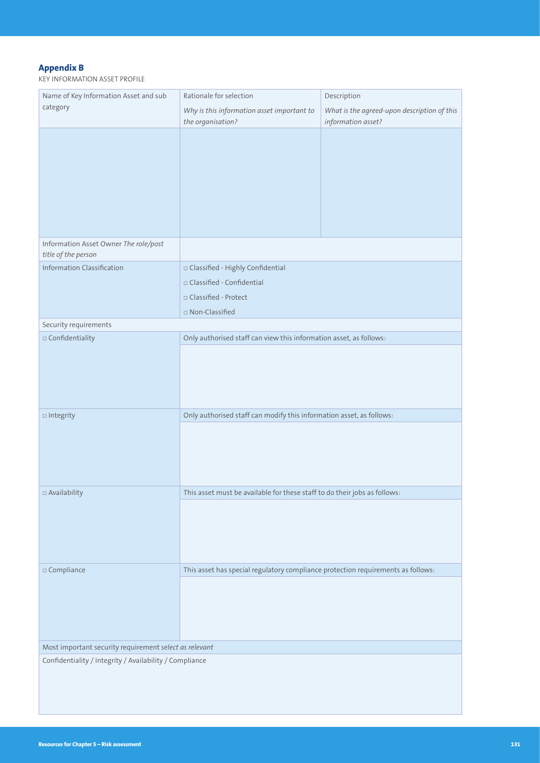## Appendix B

KEY INFORMATION ASSET PROFILE

| Name of Key Information Asset and sub category | Rationale for selection *Why is this information asset important to the organisation?* | Description *What is the agreed-upon description of this information asset?* |
|---|---|---|
| | | |
| Information Asset Owner *The role/post title of the person* | | |
| Information Classification | □ Classified - Highly Confidential<br>□ Classified - Confidential<br>□ Classified - Protect<br>□ Non-Classified | |
| Security requirements | | |
| □ Confidentiality | Only authorised staff can view this information asset, as follows: | |
| | | |
| □ Integrity | Only authorised staff can modify this information asset, as follows: | |
| | | |
| □ Availability | This asset must be available for these staff to do their jobs as follows: | |
| | | |
| □ Compliance | This asset has special regulatory compliance protection requirements as follows: | |
| | | |
| Most important security requirement *select as relevant* | | |
| Confidentiality / Integrity / Availability / Compliance | | |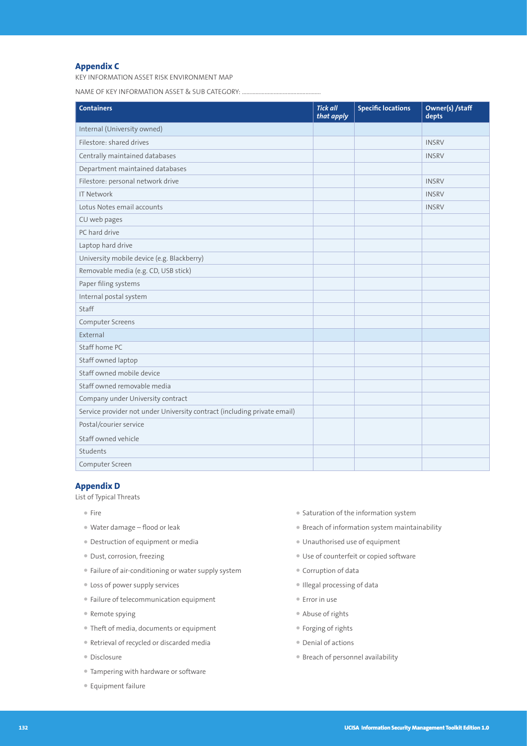## Appendix C

KEY INFORMATION ASSET RISK ENVIRONMENT MAP

NAME OF KEY INFORMATION ASSET & SUB CATEGORY: ....................................................

| Containers | *Tick all that apply* | Specific locations | Owner(s) /staff depts |
|---|---|---|---|
| Internal (University owned) | | | |
| Filestore: shared drives | | | INSRV |
| Centrally maintained databases | | | INSRV |
| Department maintained databases | | | |
| Filestore: personal network drive | | | INSRV |
| IT Network | | | INSRV |
| Lotus Notes email accounts | | | INSRV |
| CU web pages | | | |
| PC hard drive | | | |
| Laptop hard drive | | | |
| University mobile device (e.g. Blackberry) | | | |
| Removable media (e.g. CD, USB stick) | | | |
| Paper filing systems | | | |
| Internal postal system | | | |
| Staff | | | |
| Computer Screens | | | |
| External | | | |
| Staff home PC | | | |
| Staff owned laptop | | | |
| Staff owned mobile device | | | |
| Staff owned removable media | | | |
| Company under University contract | | | |
| Service provider not under University contract (including private email) | | | |
| Postal/courier service<br>Staff owned vehicle | | | |
| Students | | | |
| Computer Screen | | | |

## Appendix D

List of Typical Threats

- Fire
- Water damage – flood or leak
- Destruction of equipment or media
- Dust, corrosion, freezing
- Failure of air-conditioning or water supply system
- Loss of power supply services
- Failure of telecommunication equipment
- Remote spying
- Theft of media, documents or equipment
- Retrieval of recycled or discarded media
- Disclosure
- Tampering with hardware or software
- Equipment failure
- Saturation of the information system
- Breach of information system maintainability
- Unauthorised use of equipment
- Use of counterfeit or copied software
- Corruption of data
- Illegal processing of data
- Error in use
- Abuse of rights
- Forging of rights
- Denial of actions
- Breach of personnel availability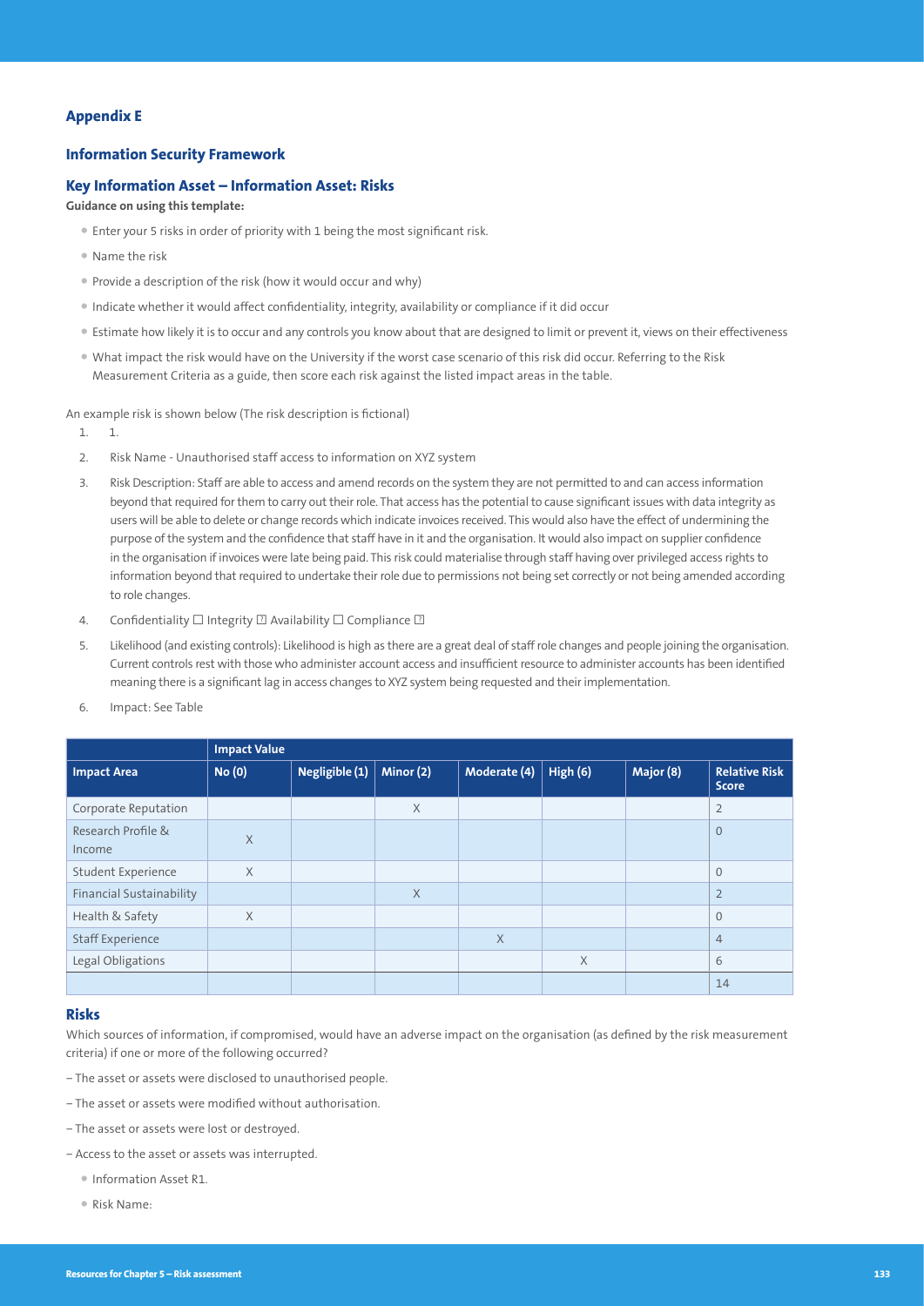## Appendix E

### Information Security Framework

### Key Information Asset – Information Asset: Risks

**Guidance on using this template:**

- Enter your 5 risks in order of priority with 1 being the most significant risk.
- Name the risk
- Provide a description of the risk (how it would occur and why)
- Indicate whether it would affect confidentiality, integrity, availability or compliance if it did occur
- Estimate how likely it is to occur and any controls you know about that are designed to limit or prevent it, views on their effectiveness
- What impact the risk would have on the University if the worst case scenario of this risk did occur. Referring to the Risk Measurement Criteria as a guide, then score each risk against the listed impact areas in the table.

An example risk is shown below (The risk description is fictional)

1. 1.
2. Risk Name - Unauthorised staff access to information on XYZ system
3. Risk Description: Staff are able to access and amend records on the system they are not permitted to and can access information beyond that required for them to carry out their role. That access has the potential to cause significant issues with data integrity as users will be able to delete or change records which indicate invoices received. This would also have the effect of undermining the purpose of the system and the confidence that staff have in it and the organisation. It would also impact on supplier confidence in the organisation if invoices were late being paid. This risk could materialise through staff having over privileged access rights to information beyond that required to undertake their role due to permissions not being set correctly or not being amended according to role changes.
4. Confidentiality ☐ Integrity ☒ Availability ☐ Compliance ☒
5. Likelihood (and existing controls): Likelihood is high as there are a great deal of staff role changes and people joining the organisation. Current controls rest with those who administer account access and insufficient resource to administer accounts has been identified meaning there is a significant lag in access changes to XYZ system being requested and their implementation.
6. Impact: See Table

| | Impact Value | | | | | | |
|---|---|---|---|---|---|---|---|
| **Impact Area** | **No (0)** | **Negligible (1)** | **Minor (2)** | **Moderate (4)** | **High (6)** | **Major (8)** | **Relative Risk Score** |
| Corporate Reputation | | | X | | | | 2 |
| Research Profile & Income | X | | | | | | 0 |
| Student Experience | X | | | | | | 0 |
| Financial Sustainability | | | X | | | | 2 |
| Health & Safety | X | | | | | | 0 |
| Staff Experience | | | | X | | | 4 |
| Legal Obligations | | | | | X | | 6 |
| | | | | | | | 14 |

### Risks

Which sources of information, if compromised, would have an adverse impact on the organisation (as defined by the risk measurement criteria) if one or more of the following occurred?

– The asset or assets were disclosed to unauthorised people.

– The asset or assets were modified without authorisation.

– The asset or assets were lost or destroyed.

– Access to the asset or assets was interrupted.

- Information Asset R1.
- Risk Name: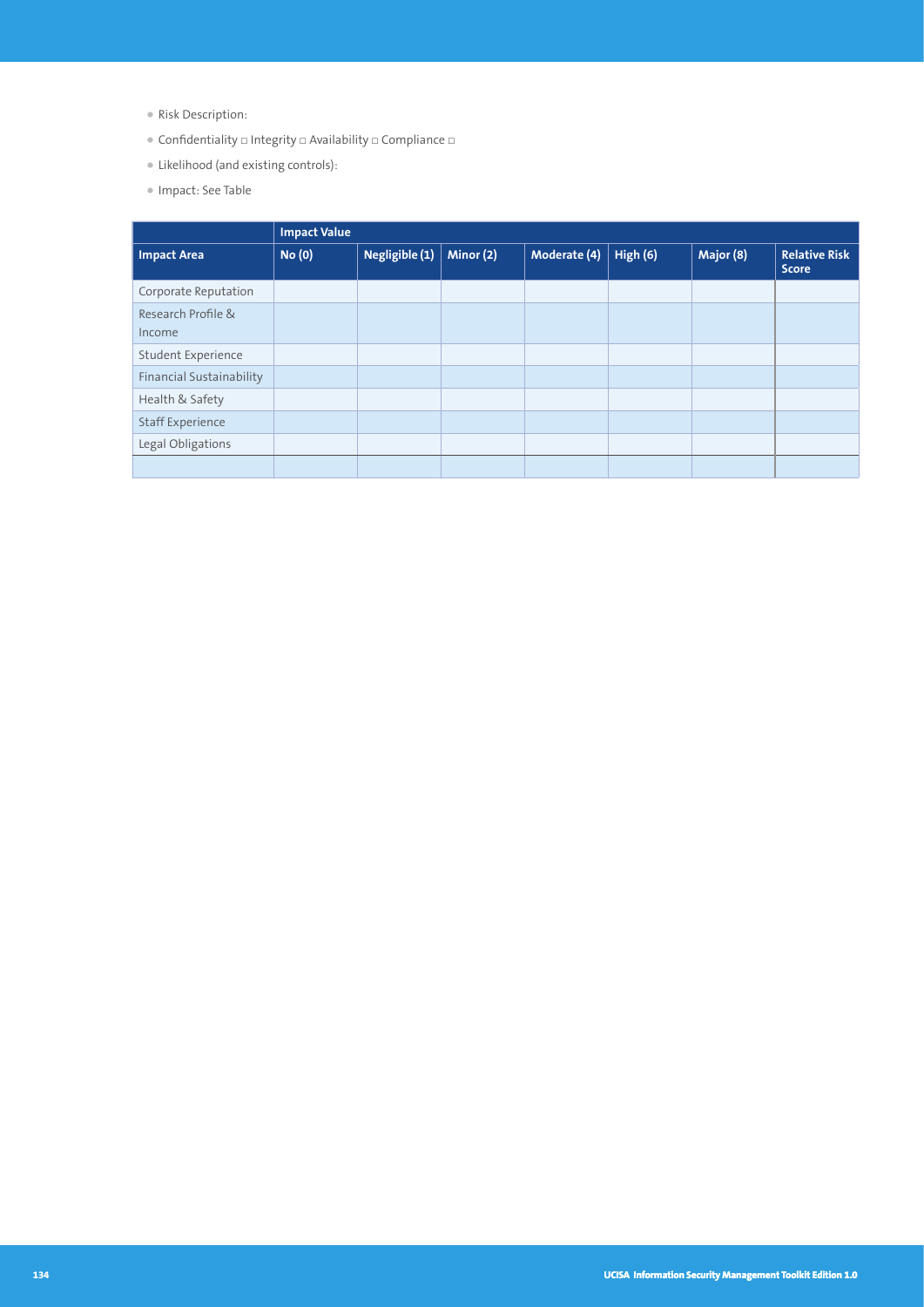- Risk Description:
- Confidentiality □ Integrity □ Availability □ Compliance □
- Likelihood (and existing controls):
- Impact: See Table

| | Impact Value | | | | | | |
|---|---|---|---|---|---|---|---|
| **Impact Area** | **No (0)** | **Negligible (1)** | **Minor (2)** | **Moderate (4)** | **High (6)** | **Major (8)** | **Relative Risk Score** |
| Corporate Reputation | | | | | | | |
| Research Profile & Income | | | | | | | |
| Student Experience | | | | | | | |
| Financial Sustainability | | | | | | | |
| Health & Safety | | | | | | | |
| Staff Experience | | | | | | | |
| Legal Obligations | | | | | | | |
| | | | | | | | |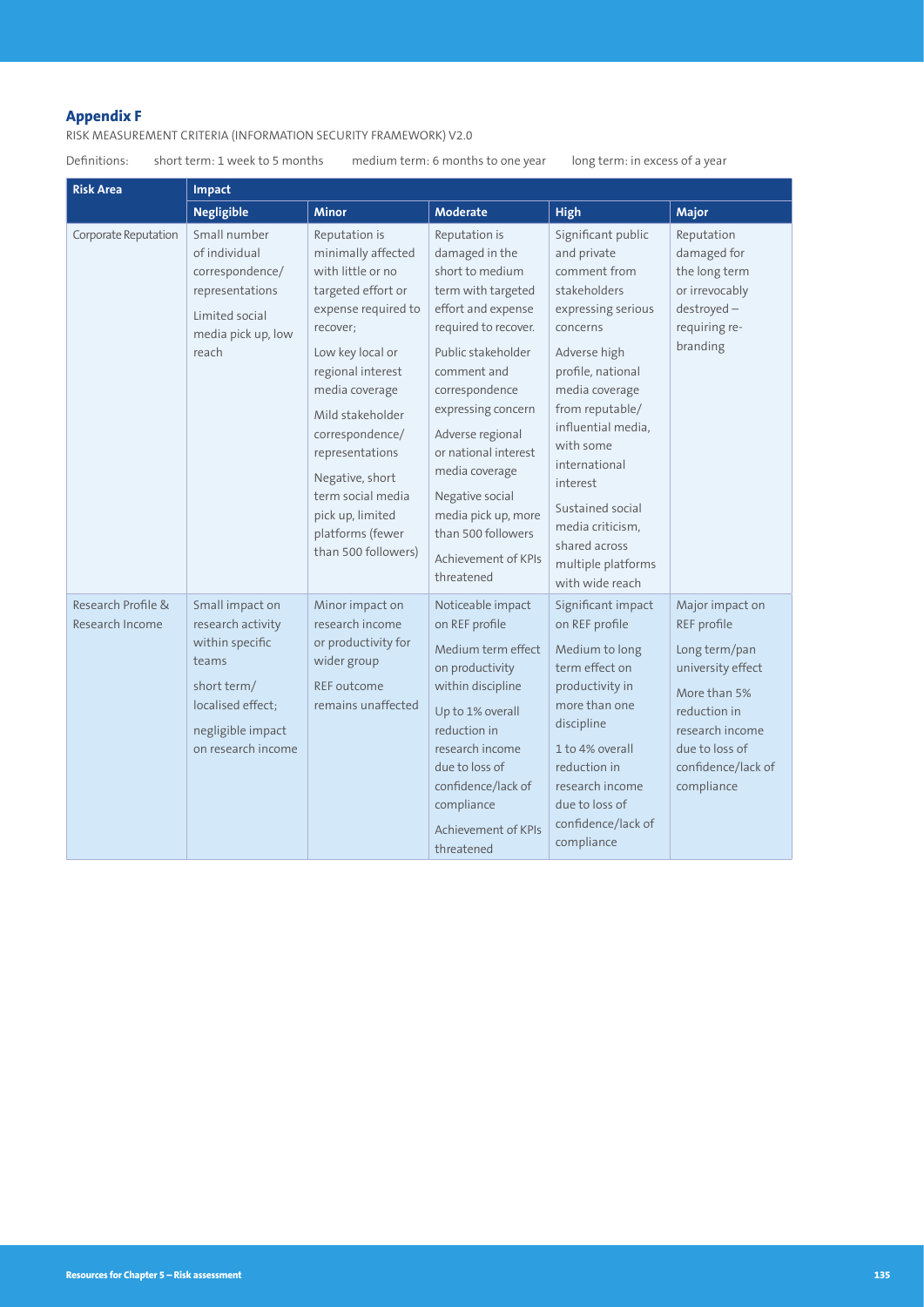## Appendix F

RISK MEASUREMENT CRITERIA (INFORMATION SECURITY FRAMEWORK) V2.0

Definitions: short term: 1 week to 5 months medium term: 6 months to one year long term: in excess of a year

| Risk Area | Impact | | | | |
|---|---|---|---|---|---|
| | **Negligible** | **Minor** | **Moderate** | **High** | **Major** |
| Corporate Reputation | Small number of individual correspondence/ representations<br><br>Limited social media pick up, low reach | Reputation is minimally affected with little or no targeted effort or expense required to recover;<br><br>Low key local or regional interest media coverage<br><br>Mild stakeholder correspondence/ representations<br><br>Negative, short term social media pick up, limited platforms (fewer than 500 followers) | Reputation is damaged in the short to medium term with targeted effort and expense required to recover.<br><br>Public stakeholder comment and correspondence expressing concern<br><br>Adverse regional or national interest media coverage<br><br>Negative social media pick up, more than 500 followers<br><br>Achievement of KPIs threatened | Significant public and private comment from stakeholders expressing serious concerns<br><br>Adverse high profile, national media coverage from reputable/ influential media, with some international interest<br><br>Sustained social media criticism, shared across multiple platforms with wide reach | Reputation damaged for the long term or irrevocably destroyed – requiring re-branding |
| Research Profile & Research Income | Small impact on research activity within specific teams<br><br>short term/ localised effect;<br><br>negligible impact on research income | Minor impact on research income or productivity for wider group<br><br>REF outcome remains unaffected | Noticeable impact on REF profile<br><br>Medium term effect on productivity within discipline<br><br>Up to 1% overall reduction in research income due to loss of confidence/lack of compliance<br><br>Achievement of KPIs threatened | Significant impact on REF profile<br><br>Medium to long term effect on productivity in more than one discipline<br><br>1 to 4% overall reduction in research income due to loss of confidence/lack of compliance | Major impact on REF profile<br><br>Long term/pan university effect<br><br>More than 5% reduction in research income due to loss of confidence/lack of compliance |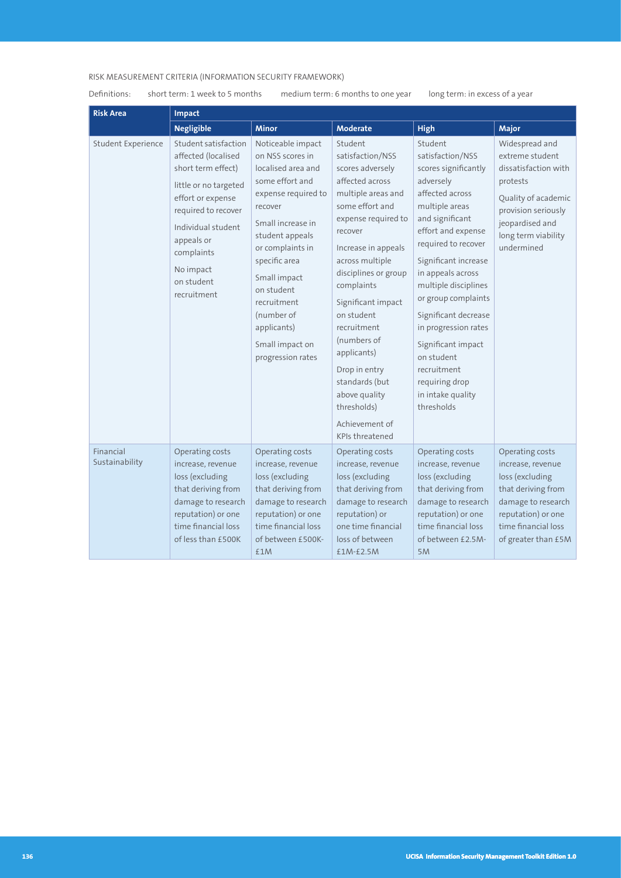RISK MEASUREMENT CRITERIA (INFORMATION SECURITY FRAMEWORK)

Definitions: short term: 1 week to 5 months medium term: 6 months to one year long term: in excess of a year

| Risk Area | Impact | | | | |
|---|---|---|---|---|---|
| | **Negligible** | **Minor** | **Moderate** | **High** | **Major** |
| Student Experience | Student satisfaction affected (localised short term effect)<br>little or no targeted effort or expense required to recover<br>Individual student appeals or complaints<br>No impact on student recruitment | Noticeable impact on NSS scores in localised area and some effort and expense required to recover<br>Small increase in student appeals or complaints in specific area<br>Small impact on student recruitment (number of applicants)<br>Small impact on progression rates | Student satisfaction/NSS scores adversely affected across multiple areas and some effort and expense required to recover<br>Increase in appeals across multiple disciplines or group complaints<br>Significant impact on student recruitment (numbers of applicants)<br>Drop in entry standards (but above quality thresholds)<br>Achievement of KPIs threatened | Student satisfaction/NSS scores significantly adversely affected across multiple areas and significant effort and expense required to recover<br>Significant increase in appeals across multiple disciplines or group complaints<br>Significant decrease in progression rates<br>Significant impact on student recruitment requiring drop in intake quality thresholds | Widespread and extreme student dissatisfaction with protests<br>Quality of academic provision seriously jeopardised and long term viability undermined |
| Financial Sustainability | Operating costs increase, revenue loss (excluding that deriving from damage to research reputation) or one time financial loss of less than £500K | Operating costs increase, revenue loss (excluding that deriving from damage to research reputation) or one time financial loss of between £500K-£1M | Operating costs increase, revenue loss (excluding that deriving from damage to research reputation) or one time financial loss of between £1M-£2.5M | Operating costs increase, revenue loss (excluding that deriving from damage to research reputation) or one time financial loss of between £2.5M-5M | Operating costs increase, revenue loss (excluding that deriving from damage to research reputation) or one time financial loss of greater than £5M |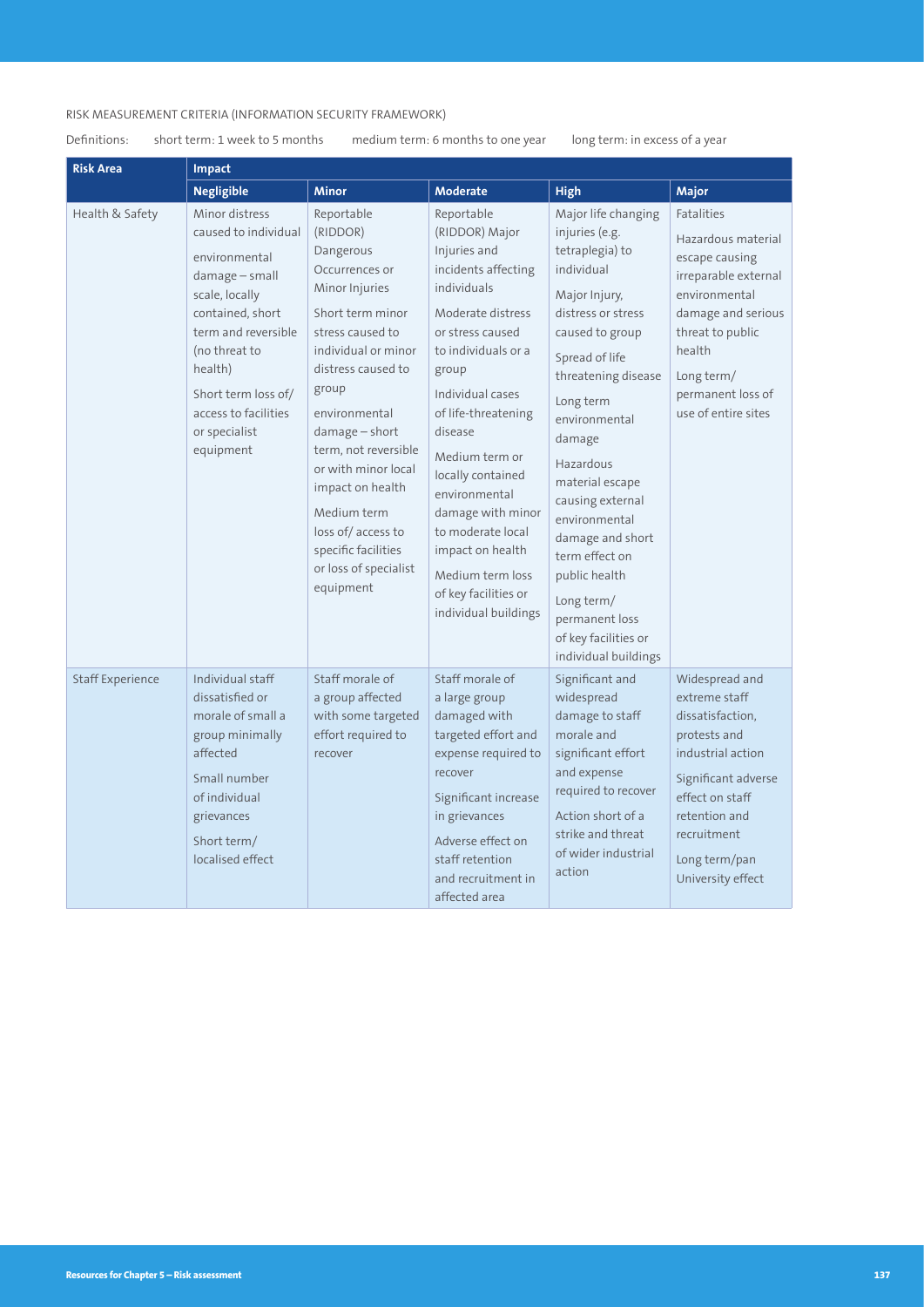RISK MEASUREMENT CRITERIA (INFORMATION SECURITY FRAMEWORK)

Definitions: short term: 1 week to 5 months medium term: 6 months to one year long term: in excess of a year

| Risk Area | Impact | | | | |
|---|---|---|---|---|---|
| | **Negligible** | **Minor** | **Moderate** | **High** | **Major** |
| Health & Safety | Minor distress caused to individual<br><br>environmental damage – small scale, locally contained, short term and reversible (no threat to health)<br><br>Short term loss of/ access to facilities or specialist equipment | Reportable (RIDDOR) Dangerous Occurrences or Minor Injuries<br><br>Short term minor stress caused to individual or minor distress caused to group<br><br>environmental damage – short term, not reversible or with minor local impact on health<br><br>Medium term loss of/ access to specific facilities or loss of specialist equipment | Reportable (RIDDOR) Major Injuries and incidents affecting individuals<br><br>Moderate distress or stress caused to individuals or a group<br><br>Individual cases of life-threatening disease<br><br>Medium term or locally contained environmental damage with minor to moderate local impact on health<br><br>Medium term loss of key facilities or individual buildings | Major life changing injuries (e.g. tetraplegia) to individual<br><br>Major Injury, distress or stress caused to group<br><br>Spread of life threatening disease<br><br>Long term environmental damage<br><br>Hazardous material escape causing external environmental damage and short term effect on public health<br><br>Long term/ permanent loss of key facilities or individual buildings | Fatalities<br><br>Hazardous material escape causing irreparable external environmental damage and serious threat to public health<br><br>Long term/ permanent loss of use of entire sites |
| Staff Experience | Individual staff dissatisfied or morale of small a group minimally affected<br><br>Small number of individual grievances<br><br>Short term/ localised effect | Staff morale of a group affected with some targeted effort required to recover | Staff morale of a large group damaged with targeted effort and expense required to recover<br><br>Significant increase in grievances<br><br>Adverse effect on staff retention and recruitment in affected area | Significant and widespread damage to staff morale and significant effort and expense required to recover<br><br>Action short of a strike and threat of wider industrial action | Widespread and extreme staff dissatisfaction, protests and industrial action<br><br>Significant adverse effect on staff retention and recruitment<br><br>Long term/pan University effect |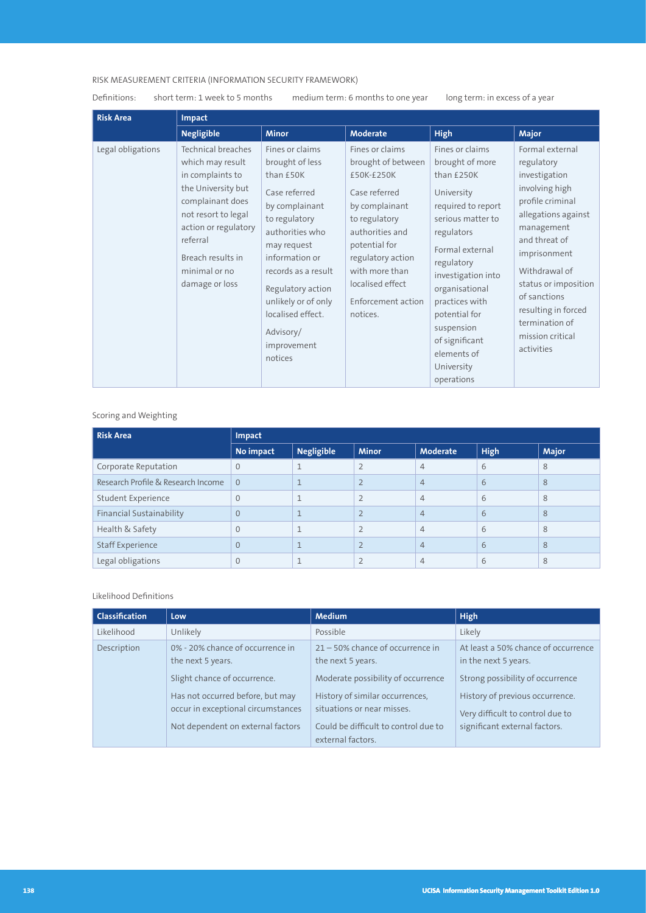RISK MEASUREMENT CRITERIA (INFORMATION SECURITY FRAMEWORK)

Definitions: short term: 1 week to 5 months medium term: 6 months to one year long term: in excess of a year

| Risk Area | Impact | | | | |
|---|---|---|---|---|---|
| | Negligible | Minor | Moderate | High | Major |
| Legal obligations | Technical breaches which may result in complaints to the University but complainant does not resort to legal action or regulatory referral<br><br>Breach results in minimal or no damage or loss | Fines or claims brought of less than £50K<br><br>Case referred by complainant to regulatory authorities who may request information or records as a result<br><br>Regulatory action unlikely or of only localised effect.<br><br>Advisory/ improvement notices | Fines or claims brought of between £50K-£250K<br><br>Case referred by complainant to regulatory authorities and potential for regulatory action with more than localised effect<br><br>Enforcement action notices. | Fines or claims brought of more than £250K<br><br>University required to report serious matter to regulators<br><br>Formal external regulatory investigation into organisational practices with potential for suspension of significant elements of University operations | Formal external regulatory investigation involving high profile criminal allegations against management and threat of imprisonment<br><br>Withdrawal of status or imposition of sanctions resulting in forced termination of mission critical activities |

Scoring and Weighting

| Risk Area | Impact | | | | | |
|---|---|---|---|---|---|---|
| | No impact | Negligible | Minor | Moderate | High | Major |
| Corporate Reputation | 0 | 1 | 2 | 4 | 6 | 8 |
| Research Profile & Research Income | 0 | 1 | 2 | 4 | 6 | 8 |
| Student Experience | 0 | 1 | 2 | 4 | 6 | 8 |
| Financial Sustainability | 0 | 1 | 2 | 4 | 6 | 8 |
| Health & Safety | 0 | 1 | 2 | 4 | 6 | 8 |
| Staff Experience | 0 | 1 | 2 | 4 | 6 | 8 |
| Legal obligations | 0 | 1 | 2 | 4 | 6 | 8 |

Likelihood Definitions

| Classification | Low | Medium | High |
|---|---|---|---|
| Likelihood | Unlikely | Possible | Likely |
| Description | 0% - 20% chance of occurrence in the next 5 years.<br><br>Slight chance of occurrence.<br><br>Has not occurred before, but may occur in exceptional circumstances<br><br>Not dependent on external factors | 21 – 50% chance of occurrence in the next 5 years.<br><br>Moderate possibility of occurrence<br><br>History of similar occurrences, situations or near misses.<br><br>Could be difficult to control due to external factors. | At least a 50% chance of occurrence in the next 5 years.<br><br>Strong possibility of occurrence<br><br>History of previous occurrence.<br><br>Very difficult to control due to significant external factors. |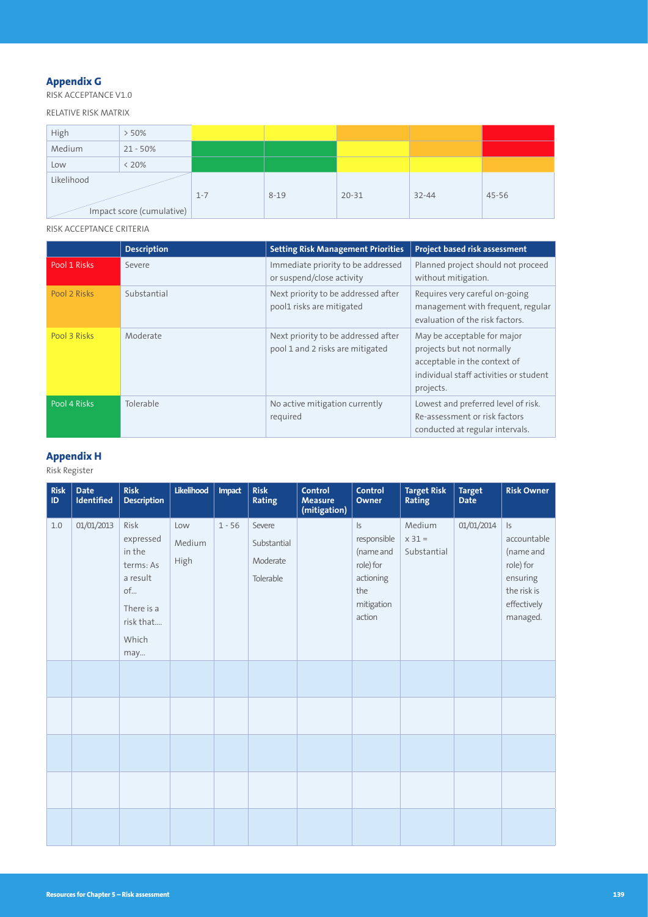## Appendix G

RISK ACCEPTANCE V1.0

RELATIVE RISK MATRIX

| | | | | | | |
|---|---|---|---|---|---|---|
| High | > 50% | | | | | |
| Medium | 21 - 50% | | | | | |
| Low | < 20% | | | | | |
| Likelihood / Impact score (cumulative) | | 1-7 | 8-19 | 20-31 | 32-44 | 45-56 |

RISK ACCEPTANCE CRITERIA

| | Description | Setting Risk Management Priorities | Project based risk assessment |
|---|---|---|---|
| Pool 1 Risks | Severe | Immediate priority to be addressed or suspend/close activity | Planned project should not proceed without mitigation. |
| Pool 2 Risks | Substantial | Next priority to be addressed after pool1 risks are mitigated | Requires very careful on-going management with frequent, regular evaluation of the risk factors. |
| Pool 3 Risks | Moderate | Next priority to be addressed after pool 1 and 2 risks are mitigated | May be acceptable for major projects but not normally acceptable in the context of individual staff activities or student projects. |
| Pool 4 Risks | Tolerable | No active mitigation currently required | Lowest and preferred level of risk. Re-assessment or risk factors conducted at regular intervals. |

## Appendix H

Risk Register

| Risk ID | Date Identified | Risk Description | Likelihood | Impact | Risk Rating | Control Measure (mitigation) | Control Owner | Target Risk Rating | Target Date | Risk Owner |
|---|---|---|---|---|---|---|---|---|---|---|
| 1.0 | 01/01/2013 | Risk expressed in the terms: As a result of... There is a risk that.... Which may... | Low Medium High | 1 - 56 | Severe Substantial Moderate Tolerable | | Is responsible (name and role) for actioning the mitigation action | Medium x 31 = Substantial | 01/01/2014 | Is accountable (name and role) for ensuring the risk is effectively managed. |
| | | | | | | | | | | |
| | | | | | | | | | | |
| | | | | | | | | | | |
| | | | | | | | | | | |
| | | | | | | | | | | |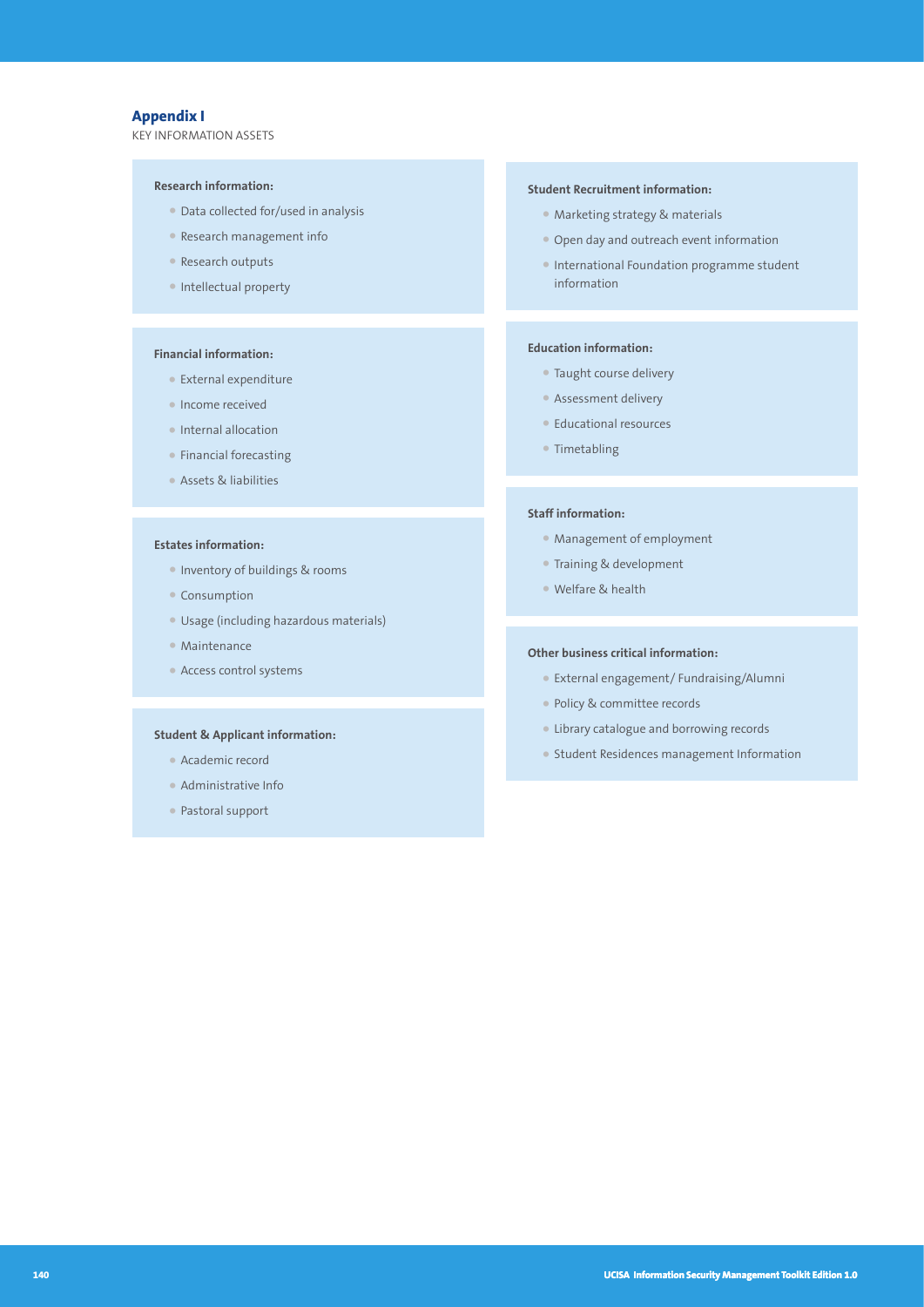## Appendix I

KEY INFORMATION ASSETS

**Research information:**

- Data collected for/used in analysis
- Research management info
- Research outputs
- Intellectual property

**Financial information:**

- External expenditure
- Income received
- Internal allocation
- Financial forecasting
- Assets & liabilities

**Estates information:**

- Inventory of buildings & rooms
- Consumption
- Usage (including hazardous materials)
- Maintenance
- Access control systems

**Student & Applicant information:**

- Academic record
- Administrative Info
- Pastoral support

**Student Recruitment information:**

- Marketing strategy & materials
- Open day and outreach event information
- International Foundation programme student information

**Education information:**

- Taught course delivery
- Assessment delivery
- Educational resources
- Timetabling

**Staff information:**

- Management of employment
- Training & development
- Welfare & health

**Other business critical information:**

- External engagement/ Fundraising/Alumni
- Policy & committee records
- Library catalogue and borrowing records
- Student Residences management Information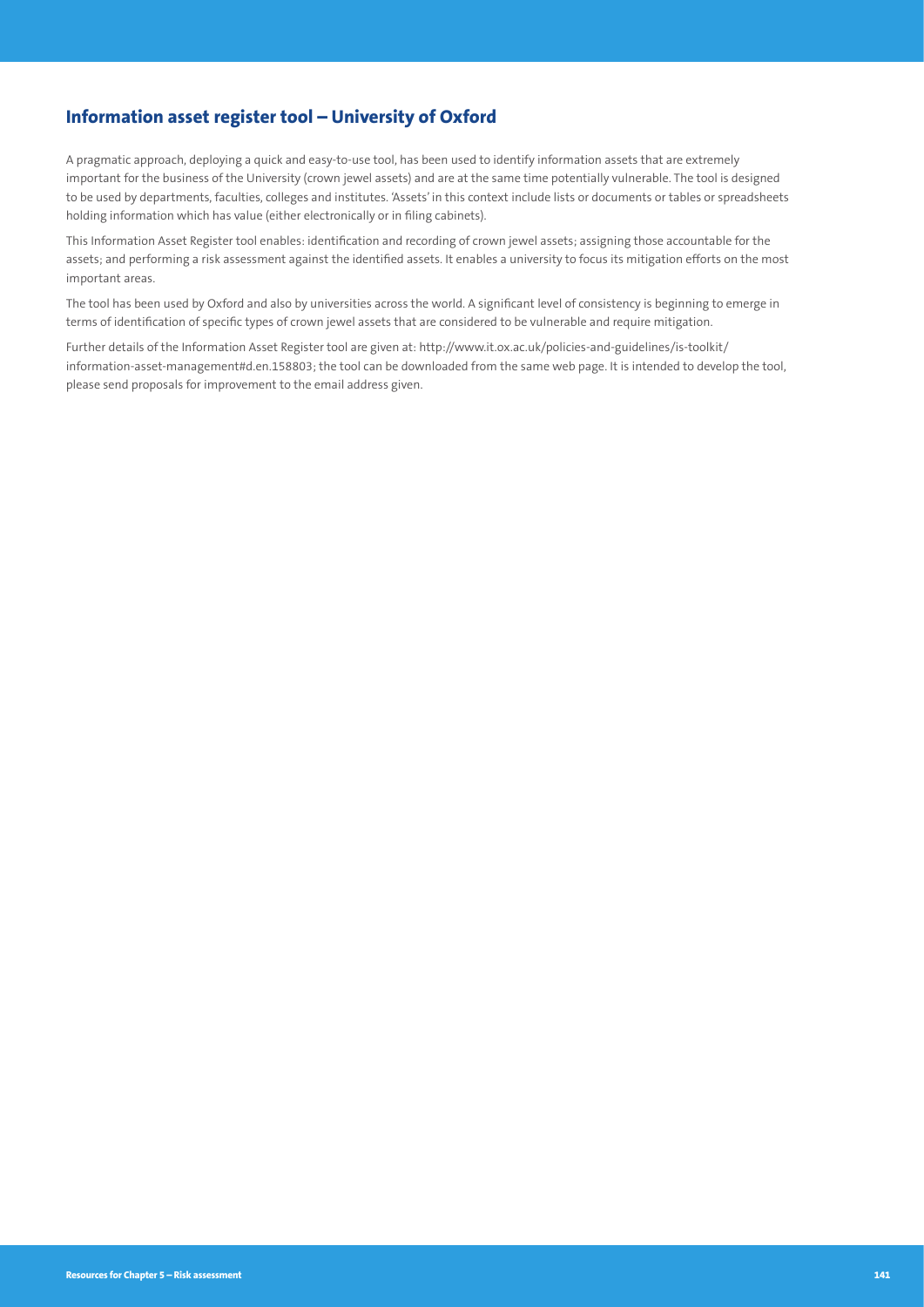## Information asset register tool – University of Oxford

A pragmatic approach, deploying a quick and easy-to-use tool, has been used to identify information assets that are extremely important for the business of the University (crown jewel assets) and are at the same time potentially vulnerable. The tool is designed to be used by departments, faculties, colleges and institutes. 'Assets' in this context include lists or documents or tables or spreadsheets holding information which has value (either electronically or in filing cabinets).

This Information Asset Register tool enables: identification and recording of crown jewel assets; assigning those accountable for the assets; and performing a risk assessment against the identified assets. It enables a university to focus its mitigation efforts on the most important areas.

The tool has been used by Oxford and also by universities across the world. A significant level of consistency is beginning to emerge in terms of identification of specific types of crown jewel assets that are considered to be vulnerable and require mitigation.

Further details of the Information Asset Register tool are given at: http://www.it.ox.ac.uk/policies-and-guidelines/is-toolkit/information-asset-management#d.en.158803; the tool can be downloaded from the same web page. It is intended to develop the tool, please send proposals for improvement to the email address given.